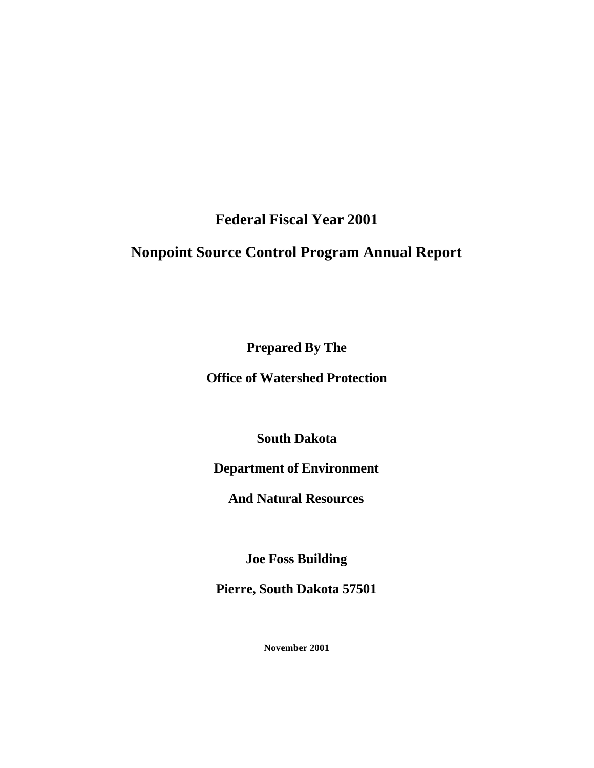# Federal Fiscal Year 2001

# Nonpoint Source Control Program Annual Report

**Prepared By The**

**Office of Watershed Protection**

**South Dakota**

**Department of Environment**

**And Natural Resources**

**Joe Foss Building**

**Pierre, South Dakota 57501**

**November 2001**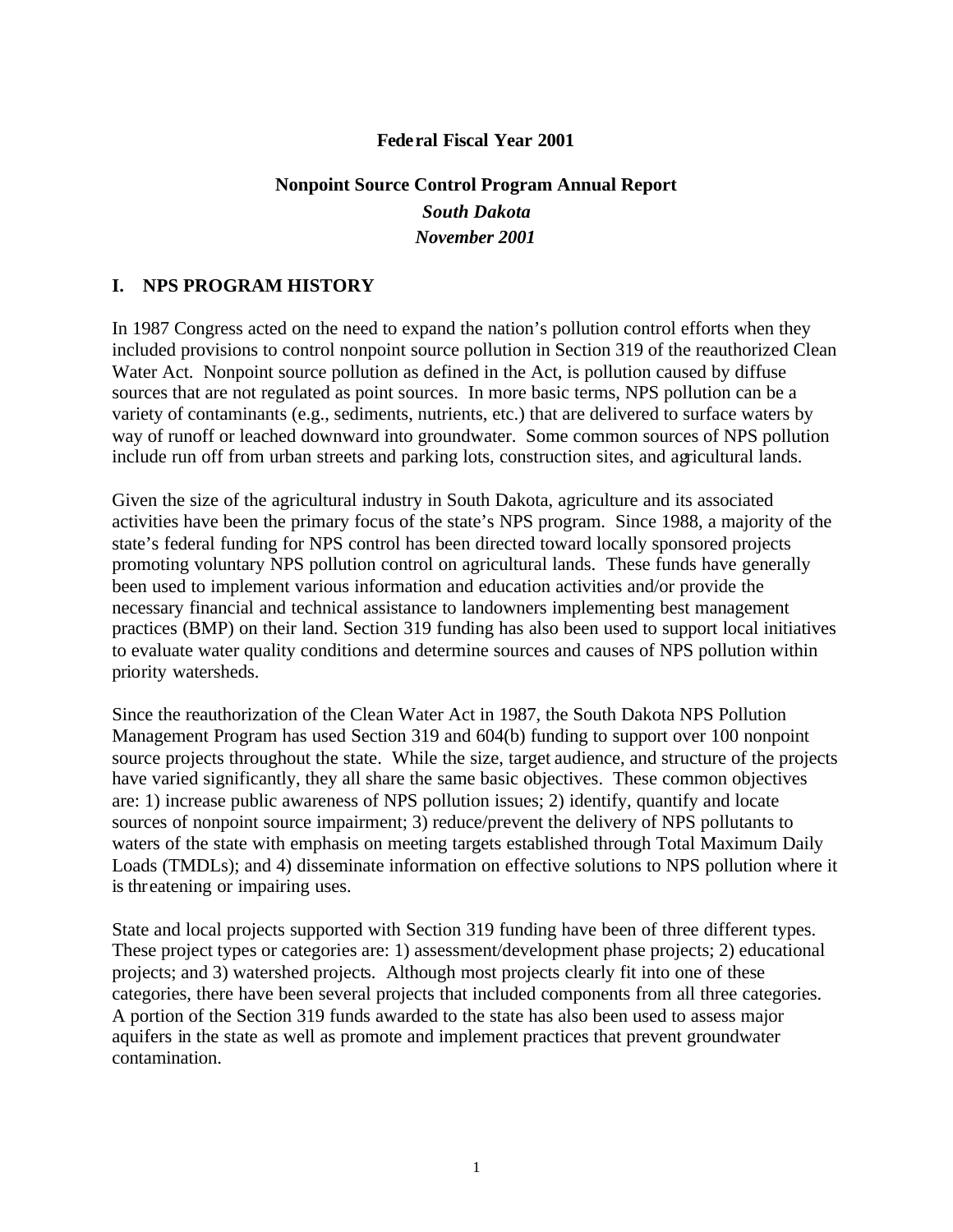**Federal Fiscal Year 2001**

**Nonpoint Source Control Program Annual Report**

***South Dakota***

***November 2001***

## I. NPS PROGRAM HISTORY

In 1987 Congress acted on the need to expand the nation's pollution control efforts when they included provisions to control nonpoint source pollution in Section 319 of the reauthorized Clean Water Act. Nonpoint source pollution as defined in the Act, is pollution caused by diffuse sources that are not regulated as point sources. In more basic terms, NPS pollution can be a variety of contaminants (e.g., sediments, nutrients, etc.) that are delivered to surface waters by way of runoff or leached downward into groundwater. Some common sources of NPS pollution include run off from urban streets and parking lots, construction sites, and agricultural lands.

Given the size of the agricultural industry in South Dakota, agriculture and its associated activities have been the primary focus of the state's NPS program. Since 1988, a majority of the state's federal funding for NPS control has been directed toward locally sponsored projects promoting voluntary NPS pollution control on agricultural lands. These funds have generally been used to implement various information and education activities and/or provide the necessary financial and technical assistance to landowners implementing best management practices (BMP) on their land. Section 319 funding has also been used to support local initiatives to evaluate water quality conditions and determine sources and causes of NPS pollution within priority watersheds.

Since the reauthorization of the Clean Water Act in 1987, the South Dakota NPS Pollution Management Program has used Section 319 and 604(b) funding to support over 100 nonpoint source projects throughout the state. While the size, target audience, and structure of the projects have varied significantly, they all share the same basic objectives. These common objectives are: 1) increase public awareness of NPS pollution issues; 2) identify, quantify and locate sources of nonpoint source impairment; 3) reduce/prevent the delivery of NPS pollutants to waters of the state with emphasis on meeting targets established through Total Maximum Daily Loads (TMDLs); and 4) disseminate information on effective solutions to NPS pollution where it is threatening or impairing uses.

State and local projects supported with Section 319 funding have been of three different types. These project types or categories are: 1) assessment/development phase projects; 2) educational projects; and 3) watershed projects. Although most projects clearly fit into one of these categories, there have been several projects that included components from all three categories. A portion of the Section 319 funds awarded to the state has also been used to assess major aquifers in the state as well as promote and implement practices that prevent groundwater contamination.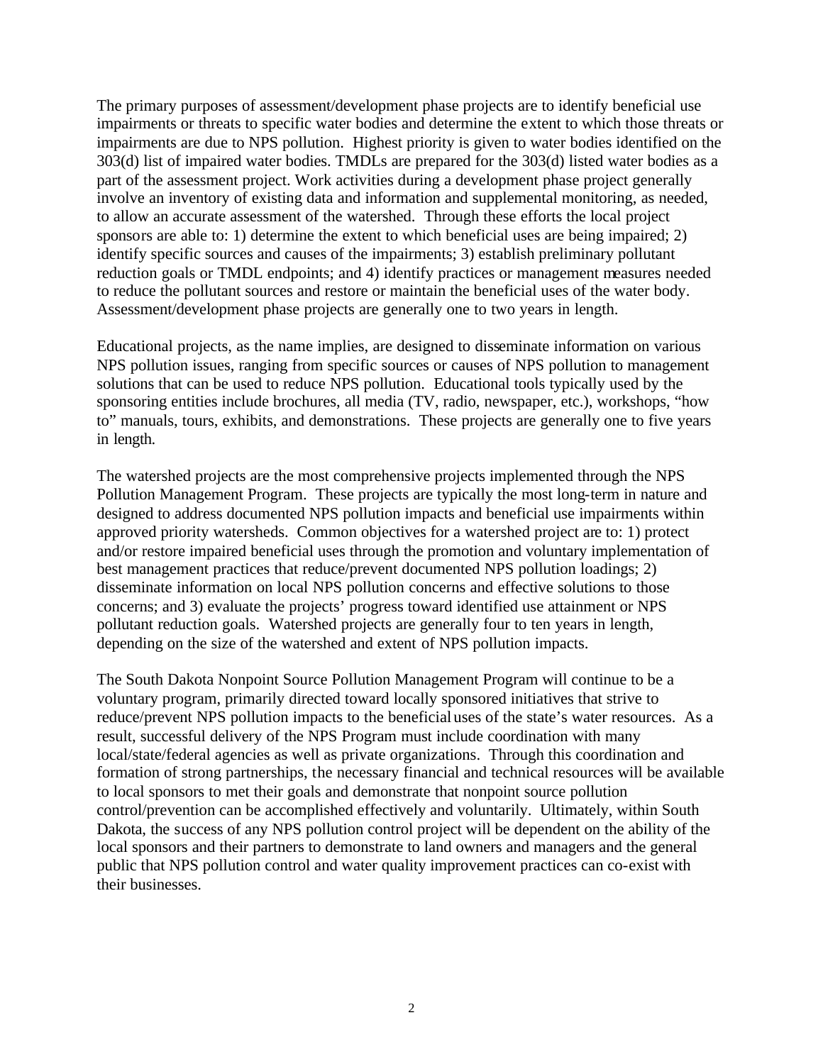The primary purposes of assessment/development phase projects are to identify beneficial use impairments or threats to specific water bodies and determine the extent to which those threats or impairments are due to NPS pollution. Highest priority is given to water bodies identified on the 303(d) list of impaired water bodies. TMDLs are prepared for the 303(d) listed water bodies as a part of the assessment project. Work activities during a development phase project generally involve an inventory of existing data and information and supplemental monitoring, as needed, to allow an accurate assessment of the watershed. Through these efforts the local project sponsors are able to: 1) determine the extent to which beneficial uses are being impaired; 2) identify specific sources and causes of the impairments; 3) establish preliminary pollutant reduction goals or TMDL endpoints; and 4) identify practices or management measures needed to reduce the pollutant sources and restore or maintain the beneficial uses of the water body. Assessment/development phase projects are generally one to two years in length.

Educational projects, as the name implies, are designed to disseminate information on various NPS pollution issues, ranging from specific sources or causes of NPS pollution to management solutions that can be used to reduce NPS pollution. Educational tools typically used by the sponsoring entities include brochures, all media (TV, radio, newspaper, etc.), workshops, "how to" manuals, tours, exhibits, and demonstrations. These projects are generally one to five years in length.

The watershed projects are the most comprehensive projects implemented through the NPS Pollution Management Program. These projects are typically the most long-term in nature and designed to address documented NPS pollution impacts and beneficial use impairments within approved priority watersheds. Common objectives for a watershed project are to: 1) protect and/or restore impaired beneficial uses through the promotion and voluntary implementation of best management practices that reduce/prevent documented NPS pollution loadings; 2) disseminate information on local NPS pollution concerns and effective solutions to those concerns; and 3) evaluate the projects' progress toward identified use attainment or NPS pollutant reduction goals. Watershed projects are generally four to ten years in length, depending on the size of the watershed and extent of NPS pollution impacts.

The South Dakota Nonpoint Source Pollution Management Program will continue to be a voluntary program, primarily directed toward locally sponsored initiatives that strive to reduce/prevent NPS pollution impacts to the beneficial uses of the state's water resources. As a result, successful delivery of the NPS Program must include coordination with many local/state/federal agencies as well as private organizations. Through this coordination and formation of strong partnerships, the necessary financial and technical resources will be available to local sponsors to met their goals and demonstrate that nonpoint source pollution control/prevention can be accomplished effectively and voluntarily. Ultimately, within South Dakota, the success of any NPS pollution control project will be dependent on the ability of the local sponsors and their partners to demonstrate to land owners and managers and the general public that NPS pollution control and water quality improvement practices can co-exist with their businesses.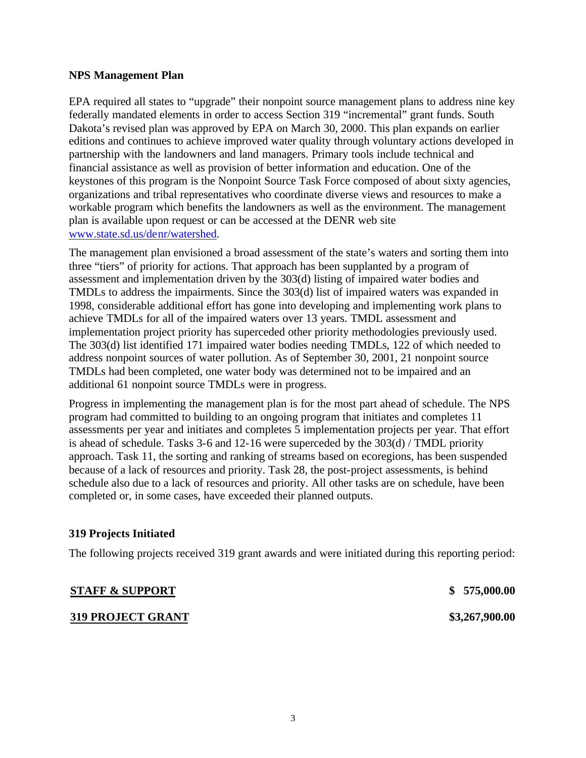## NPS Management Plan

EPA required all states to "upgrade" their nonpoint source management plans to address nine key federally mandated elements in order to access Section 319 "incremental" grant funds. South Dakota's revised plan was approved by EPA on March 30, 2000. This plan expands on earlier editions and continues to achieve improved water quality through voluntary actions developed in partnership with the landowners and land managers. Primary tools include technical and financial assistance as well as provision of better information and education. One of the keystones of this program is the Nonpoint Source Task Force composed of about sixty agencies, organizations and tribal representatives who coordinate diverse views and resources to make a workable program which benefits the landowners as well as the environment. The management plan is available upon request or can be accessed at the DENR web site www.state.sd.us/denr/watershed.

The management plan envisioned a broad assessment of the state's waters and sorting them into three "tiers" of priority for actions. That approach has been supplanted by a program of assessment and implementation driven by the 303(d) listing of impaired water bodies and TMDLs to address the impairments. Since the 303(d) list of impaired waters was expanded in 1998, considerable additional effort has gone into developing and implementing work plans to achieve TMDLs for all of the impaired waters over 13 years. TMDL assessment and implementation project priority has superceded other priority methodologies previously used. The 303(d) list identified 171 impaired water bodies needing TMDLs, 122 of which needed to address nonpoint sources of water pollution. As of September 30, 2001, 21 nonpoint source TMDLs had been completed, one water body was determined not to be impaired and an additional 61 nonpoint source TMDLs were in progress.

Progress in implementing the management plan is for the most part ahead of schedule. The NPS program had committed to building to an ongoing program that initiates and completes 11 assessments per year and initiates and completes 5 implementation projects per year. That effort is ahead of schedule. Tasks 3-6 and 12-16 were superceded by the 303(d) / TMDL priority approach. Task 11, the sorting and ranking of streams based on ecoregions, has been suspended because of a lack of resources and priority. Task 28, the post-project assessments, is behind schedule also due to a lack of resources and priority. All other tasks are on schedule, have been completed or, in some cases, have exceeded their planned outputs.

## 319 Projects Initiated

The following projects received 319 grant awards and were initiated during this reporting period:

| | |
|---|---|
| **STAFF & SUPPORT** | **$ 575,000.00** |
| **319 PROJECT GRANT** | **$3,267,900.00** |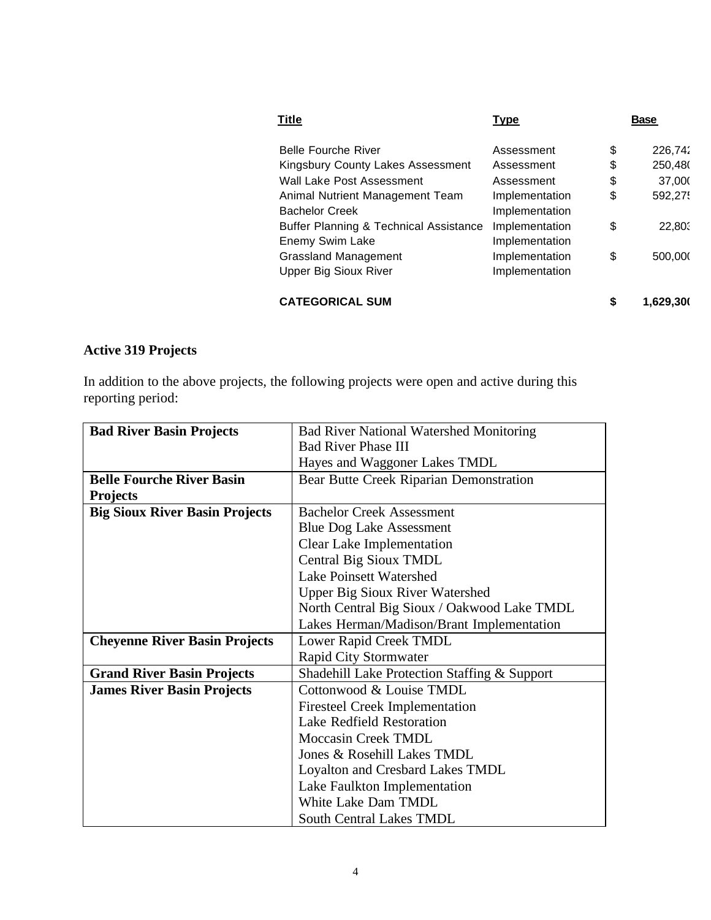| Title | Type | Base |
|---|---|---|
| Belle Fourche River | Assessment | $ 226,742 |
| Kingsbury County Lakes Assessment | Assessment | $ 250,480 |
| Wall Lake Post Assessment | Assessment | $ 37,000 |
| Animal Nutrient Management Team | Implementation | $ 592,275 |
| Bachelor Creek | Implementation | |
| Buffer Planning & Technical Assistance | Implementation | $ 22,803 |
| Enemy Swim Lake | Implementation | |
| Grassland Management | Implementation | $ 500,000 |
| Upper Big Sioux River | Implementation | |
| **CATEGORICAL SUM** | | **$ 1,629,300** |

**Active 319 Projects**

In addition to the above projects, the following projects were open and active during this reporting period:

| | |
|---|---|
| **Bad River Basin Projects** | Bad River National Watershed Monitoring<br>Bad River Phase III<br>Hayes and Waggoner Lakes TMDL |
| **Belle Fourche River Basin Projects** | Bear Butte Creek Riparian Demonstration |
| **Big Sioux River Basin Projects** | Bachelor Creek Assessment<br>Blue Dog Lake Assessment<br>Clear Lake Implementation<br>Central Big Sioux TMDL<br>Lake Poinsett Watershed<br>Upper Big Sioux River Watershed<br>North Central Big Sioux / Oakwood Lake TMDL<br>Lakes Herman/Madison/Brant Implementation |
| **Cheyenne River Basin Projects** | Lower Rapid Creek TMDL<br>Rapid City Stormwater |
| **Grand River Basin Projects** | Shadehill Lake Protection Staffing & Support |
| **James River Basin Projects** | Cottonwood & Louise TMDL<br>Firesteel Creek Implementation<br>Lake Redfield Restoration<br>Moccasin Creek TMDL<br>Jones & Rosehill Lakes TMDL<br>Loyalton and Cresbard Lakes TMDL<br>Lake Faulkton Implementation<br>White Lake Dam TMDL<br>South Central Lakes TMDL |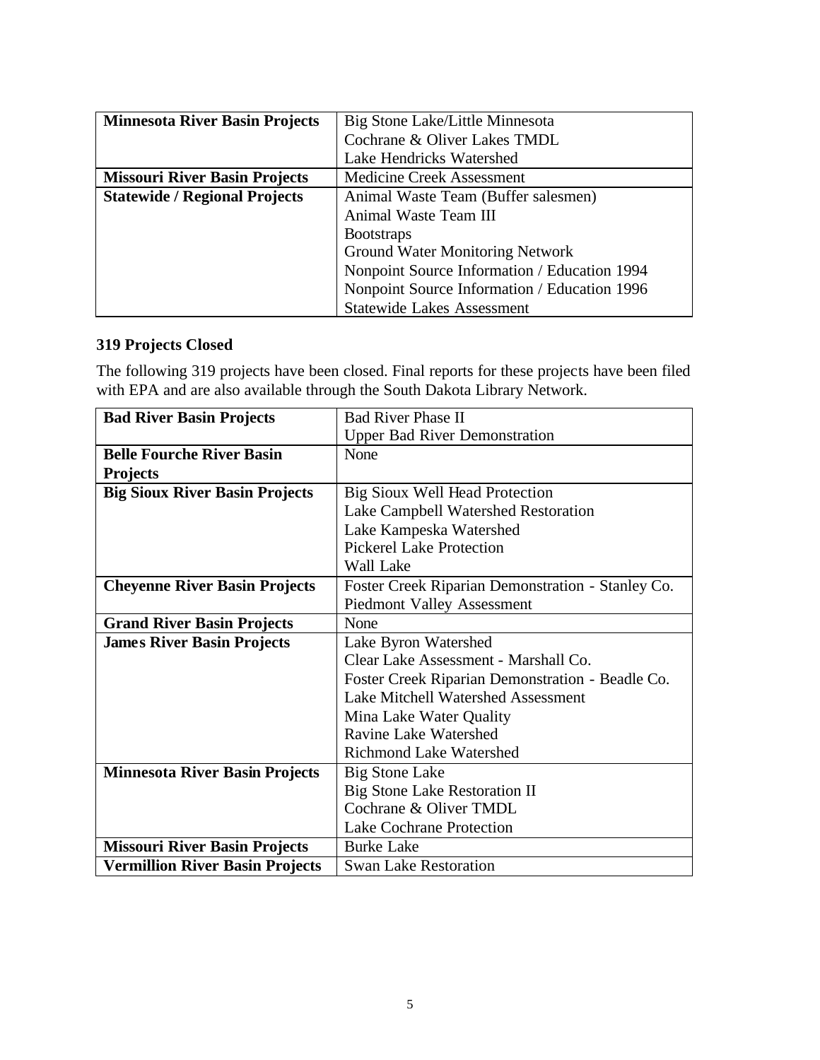| Minnesota River Basin Projects | Big Stone Lake/Little Minnesota<br>Cochrane & Oliver Lakes TMDL<br>Lake Hendricks Watershed |
|---|---|
| **Missouri River Basin Projects** | Medicine Creek Assessment |
| **Statewide / Regional Projects** | Animal Waste Team (Buffer salesmen)<br>Animal Waste Team III<br>Bootstraps<br>Ground Water Monitoring Network<br>Nonpoint Source Information / Education 1994<br>Nonpoint Source Information / Education 1996<br>Statewide Lakes Assessment |

### 319 Projects Closed

The following 319 projects have been closed. Final reports for these projects have been filed with EPA and are also available through the South Dakota Library Network.

| Bad River Basin Projects | Bad River Phase II<br>Upper Bad River Demonstration |
|---|---|
| **Belle Fourche River Basin Projects** | None |
| **Big Sioux River Basin Projects** | Big Sioux Well Head Protection<br>Lake Campbell Watershed Restoration<br>Lake Kampeska Watershed<br>Pickerel Lake Protection<br>Wall Lake |
| **Cheyenne River Basin Projects** | Foster Creek Riparian Demonstration - Stanley Co.<br>Piedmont Valley Assessment |
| **Grand River Basin Projects** | None |
| **James River Basin Projects** | Lake Byron Watershed<br>Clear Lake Assessment - Marshall Co.<br>Foster Creek Riparian Demonstration - Beadle Co.<br>Lake Mitchell Watershed Assessment<br>Mina Lake Water Quality<br>Ravine Lake Watershed<br>Richmond Lake Watershed |
| **Minnesota River Basin Projects** | Big Stone Lake<br>Big Stone Lake Restoration II<br>Cochrane & Oliver TMDL<br>Lake Cochrane Protection |
| **Missouri River Basin Projects** | Burke Lake |
| **Vermillion River Basin Projects** | Swan Lake Restoration |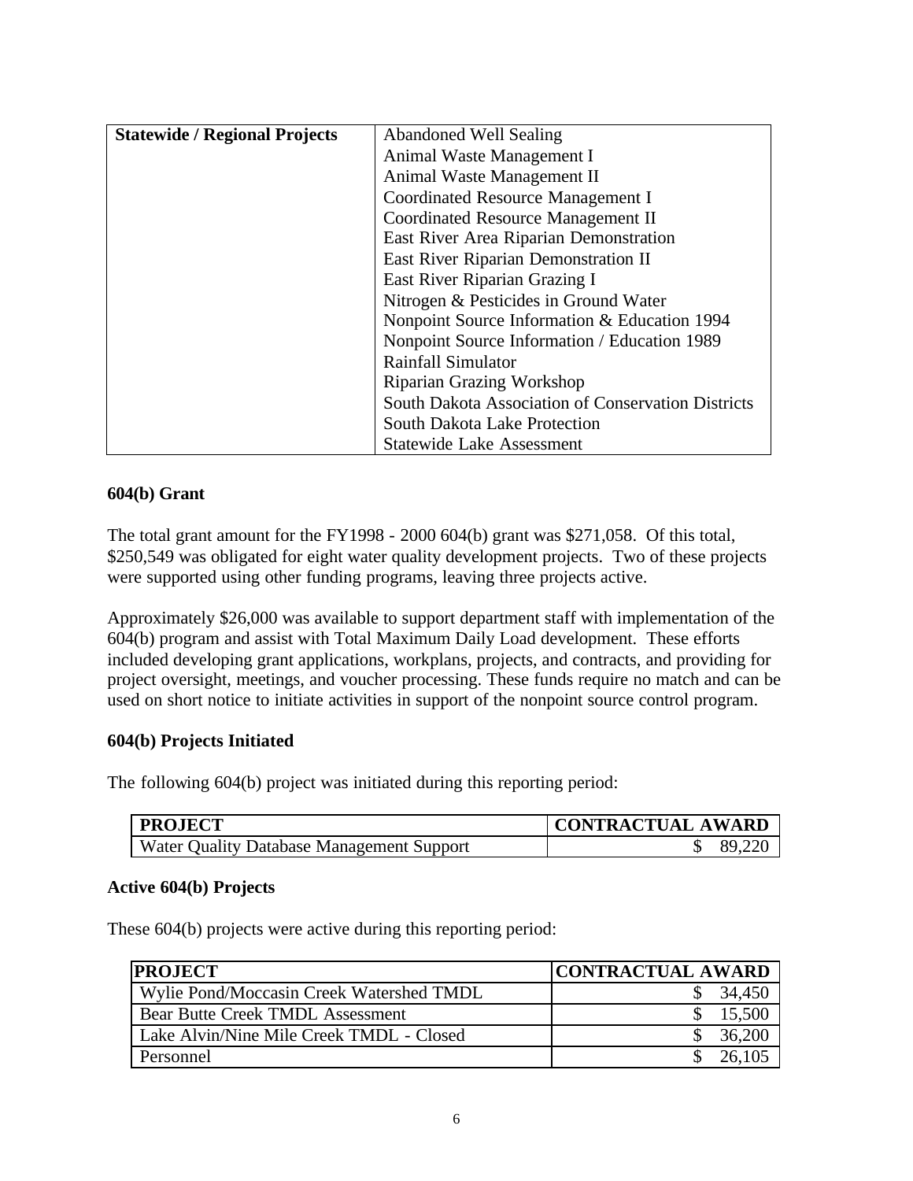| Statewide / Regional Projects | Abandoned Well Sealing |
|---|---|
| | Animal Waste Management I |
| | Animal Waste Management II |
| | Coordinated Resource Management I |
| | Coordinated Resource Management II |
| | East River Area Riparian Demonstration |
| | East River Riparian Demonstration II |
| | East River Riparian Grazing I |
| | Nitrogen & Pesticides in Ground Water |
| | Nonpoint Source Information & Education 1994 |
| | Nonpoint Source Information / Education 1989 |
| | Rainfall Simulator |
| | Riparian Grazing Workshop |
| | South Dakota Association of Conservation Districts |
| | South Dakota Lake Protection |
| | Statewide Lake Assessment |

**604(b) Grant**

The total grant amount for the FY1998 - 2000 604(b) grant was $271,058. Of this total, $250,549 was obligated for eight water quality development projects. Two of these projects were supported using other funding programs, leaving three projects active.

Approximately $26,000 was available to support department staff with implementation of the 604(b) program and assist with Total Maximum Daily Load development. These efforts included developing grant applications, workplans, projects, and contracts, and providing for project oversight, meetings, and voucher processing. These funds require no match and can be used on short notice to initiate activities in support of the nonpoint source control program.

**604(b) Projects Initiated**

The following 604(b) project was initiated during this reporting period:

| PROJECT | CONTRACTUAL AWARD |
|---|---|
| Water Quality Database Management Support | $ 89,220 |

**Active 604(b) Projects**

These 604(b) projects were active during this reporting period:

| PROJECT | CONTRACTUAL AWARD |
|---|---|
| Wylie Pond/Moccasin Creek Watershed TMDL | $ 34,450 |
| Bear Butte Creek TMDL Assessment | $ 15,500 |
| Lake Alvin/Nine Mile Creek TMDL - Closed | $ 36,200 |
| Personnel | $ 26,105 |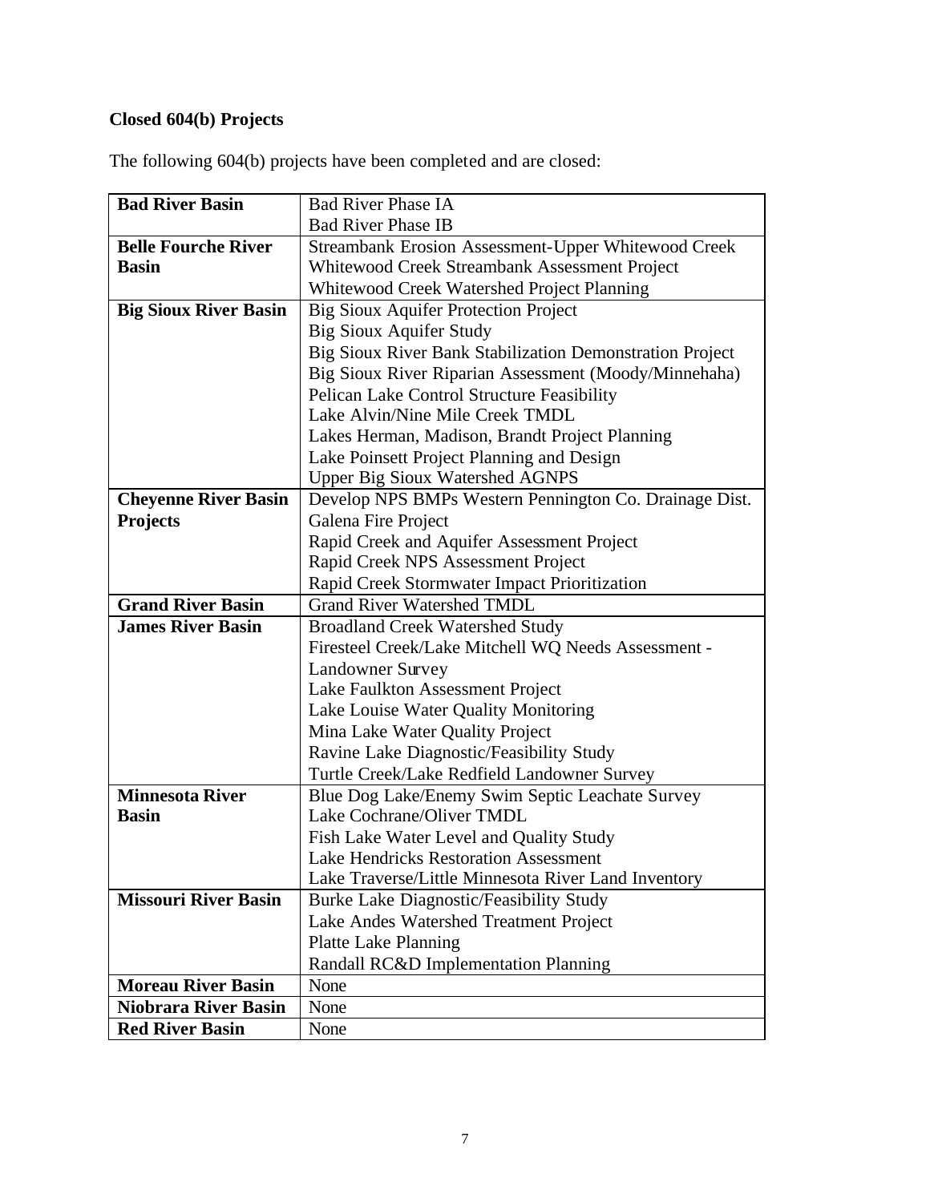**Closed 604(b) Projects**

The following 604(b) projects have been completed and are closed:

| Basin | Projects |
|---|---|
| **Bad River Basin** | Bad River Phase IA<br>Bad River Phase IB |
| **Belle Fourche River Basin** | Streambank Erosion Assessment-Upper Whitewood Creek<br>Whitewood Creek Streambank Assessment Project<br>Whitewood Creek Watershed Project Planning |
| **Big Sioux River Basin** | Big Sioux Aquifer Protection Project<br>Big Sioux Aquifer Study<br>Big Sioux River Bank Stabilization Demonstration Project<br>Big Sioux River Riparian Assessment (Moody/Minnehaha)<br>Pelican Lake Control Structure Feasibility<br>Lake Alvin/Nine Mile Creek TMDL<br>Lakes Herman, Madison, Brandt Project Planning<br>Lake Poinsett Project Planning and Design<br>Upper Big Sioux Watershed AGNPS |
| **Cheyenne River Basin Projects** | Develop NPS BMPs Western Pennington Co. Drainage Dist.<br>Galena Fire Project<br>Rapid Creek and Aquifer Assessment Project<br>Rapid Creek NPS Assessment Project<br>Rapid Creek Stormwater Impact Prioritization |
| **Grand River Basin** | Grand River Watershed TMDL |
| **James River Basin** | Broadland Creek Watershed Study<br>Firesteel Creek/Lake Mitchell WQ Needs Assessment - Landowner Survey<br>Lake Faulkton Assessment Project<br>Lake Louise Water Quality Monitoring<br>Mina Lake Water Quality Project<br>Ravine Lake Diagnostic/Feasibility Study<br>Turtle Creek/Lake Redfield Landowner Survey |
| **Minnesota River Basin** | Blue Dog Lake/Enemy Swim Septic Leachate Survey<br>Lake Cochrane/Oliver TMDL<br>Fish Lake Water Level and Quality Study<br>Lake Hendricks Restoration Assessment<br>Lake Traverse/Little Minnesota River Land Inventory |
| **Missouri River Basin** | Burke Lake Diagnostic/Feasibility Study<br>Lake Andes Watershed Treatment Project<br>Platte Lake Planning<br>Randall RC&D Implementation Planning |
| **Moreau River Basin** | None |
| **Niobrara River Basin** | None |
| **Red River Basin** | None |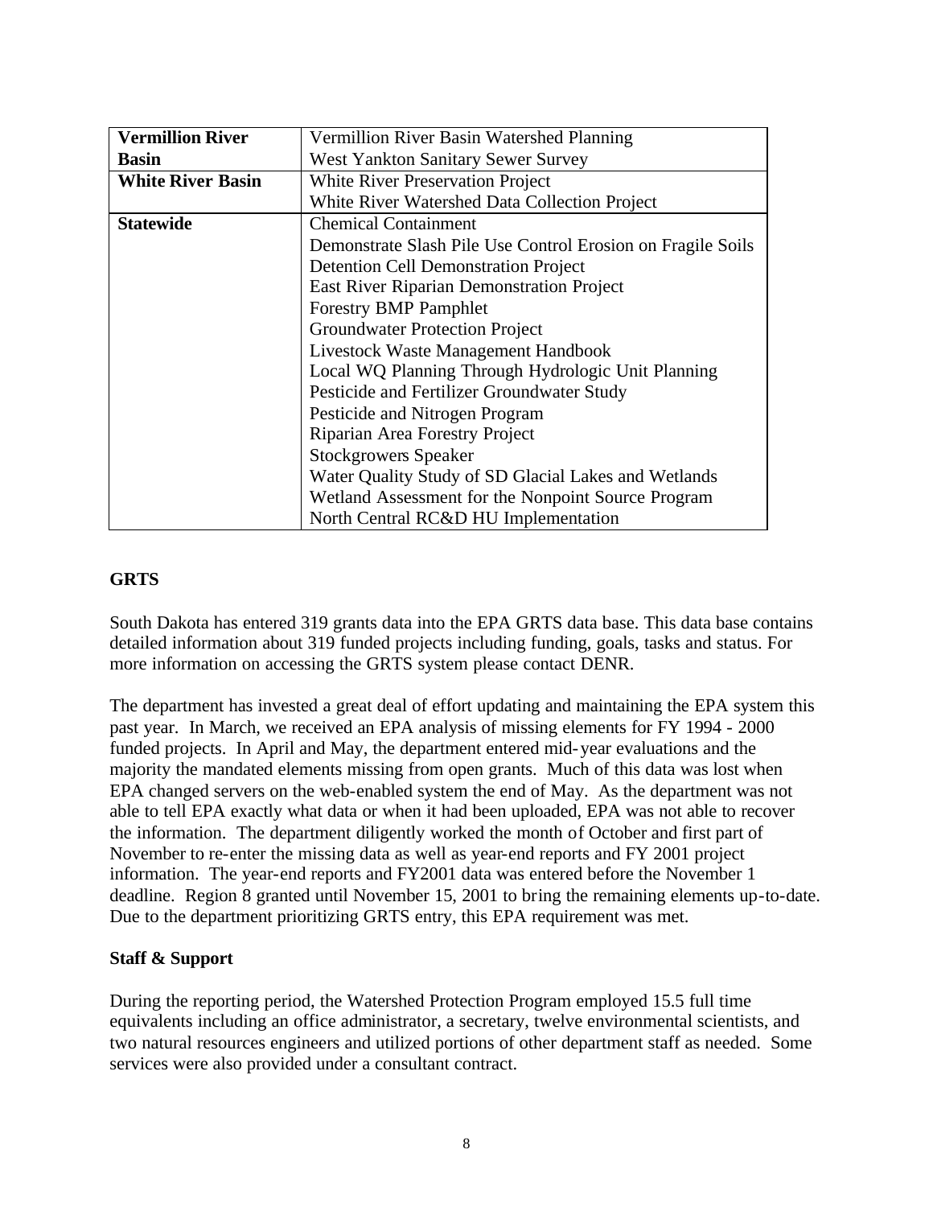| | |
|---|---|
| **Vermillion River Basin** | Vermillion River Basin Watershed Planning<br>West Yankton Sanitary Sewer Survey |
| **White River Basin** | White River Preservation Project<br>White River Watershed Data Collection Project |
| **Statewide** | Chemical Containment<br>Demonstrate Slash Pile Use Control Erosion on Fragile Soils<br>Detention Cell Demonstration Project<br>East River Riparian Demonstration Project<br>Forestry BMP Pamphlet<br>Groundwater Protection Project<br>Livestock Waste Management Handbook<br>Local WQ Planning Through Hydrologic Unit Planning<br>Pesticide and Fertilizer Groundwater Study<br>Pesticide and Nitrogen Program<br>Riparian Area Forestry Project<br>Stockgrowers Speaker<br>Water Quality Study of SD Glacial Lakes and Wetlands<br>Wetland Assessment for the Nonpoint Source Program<br>North Central RC&D HU Implementation |

**GRTS**

South Dakota has entered 319 grants data into the EPA GRTS data base. This data base contains detailed information about 319 funded projects including funding, goals, tasks and status. For more information on accessing the GRTS system please contact DENR.

The department has invested a great deal of effort updating and maintaining the EPA system this past year. In March, we received an EPA analysis of missing elements for FY 1994 - 2000 funded projects. In April and May, the department entered mid-year evaluations and the majority the mandated elements missing from open grants. Much of this data was lost when EPA changed servers on the web-enabled system the end of May. As the department was not able to tell EPA exactly what data or when it had been uploaded, EPA was not able to recover the information. The department diligently worked the month of October and first part of November to re-enter the missing data as well as year-end reports and FY 2001 project information. The year-end reports and FY2001 data was entered before the November 1 deadline. Region 8 granted until November 15, 2001 to bring the remaining elements up-to-date. Due to the department prioritizing GRTS entry, this EPA requirement was met.

**Staff & Support**

During the reporting period, the Watershed Protection Program employed 15.5 full time equivalents including an office administrator, a secretary, twelve environmental scientists, and two natural resources engineers and utilized portions of other department staff as needed. Some services were also provided under a consultant contract.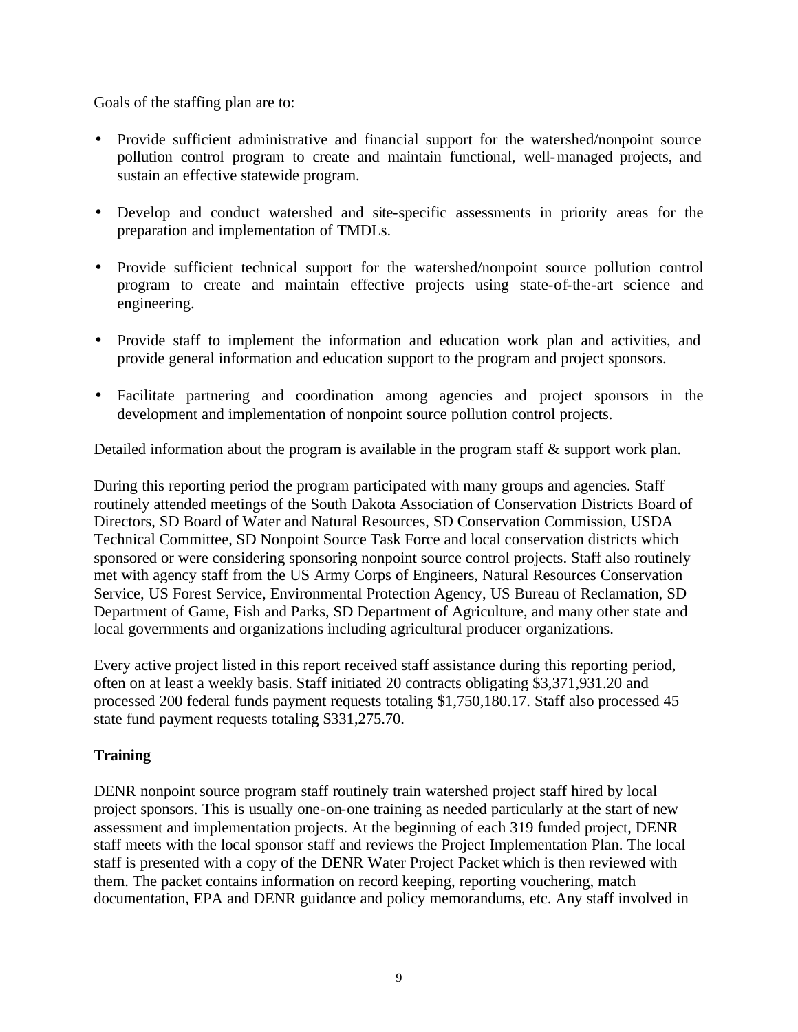Goals of the staffing plan are to:

- Provide sufficient administrative and financial support for the watershed/nonpoint source pollution control program to create and maintain functional, well-managed projects, and sustain an effective statewide program.
- Develop and conduct watershed and site-specific assessments in priority areas for the preparation and implementation of TMDLs.
- Provide sufficient technical support for the watershed/nonpoint source pollution control program to create and maintain effective projects using state-of-the-art science and engineering.
- Provide staff to implement the information and education work plan and activities, and provide general information and education support to the program and project sponsors.
- Facilitate partnering and coordination among agencies and project sponsors in the development and implementation of nonpoint source pollution control projects.

Detailed information about the program is available in the program staff & support work plan.

During this reporting period the program participated with many groups and agencies. Staff routinely attended meetings of the South Dakota Association of Conservation Districts Board of Directors, SD Board of Water and Natural Resources, SD Conservation Commission, USDA Technical Committee, SD Nonpoint Source Task Force and local conservation districts which sponsored or were considering sponsoring nonpoint source control projects. Staff also routinely met with agency staff from the US Army Corps of Engineers, Natural Resources Conservation Service, US Forest Service, Environmental Protection Agency, US Bureau of Reclamation, SD Department of Game, Fish and Parks, SD Department of Agriculture, and many other state and local governments and organizations including agricultural producer organizations.

Every active project listed in this report received staff assistance during this reporting period, often on at least a weekly basis. Staff initiated 20 contracts obligating $3,371,931.20 and processed 200 federal funds payment requests totaling $1,750,180.17. Staff also processed 45 state fund payment requests totaling $331,275.70.

**Training**

DENR nonpoint source program staff routinely train watershed project staff hired by local project sponsors. This is usually one-on-one training as needed particularly at the start of new assessment and implementation projects. At the beginning of each 319 funded project, DENR staff meets with the local sponsor staff and reviews the Project Implementation Plan. The local staff is presented with a copy of the DENR Water Project Packet which is then reviewed with them. The packet contains information on record keeping, reporting vouchering, match documentation, EPA and DENR guidance and policy memorandums, etc. Any staff involved in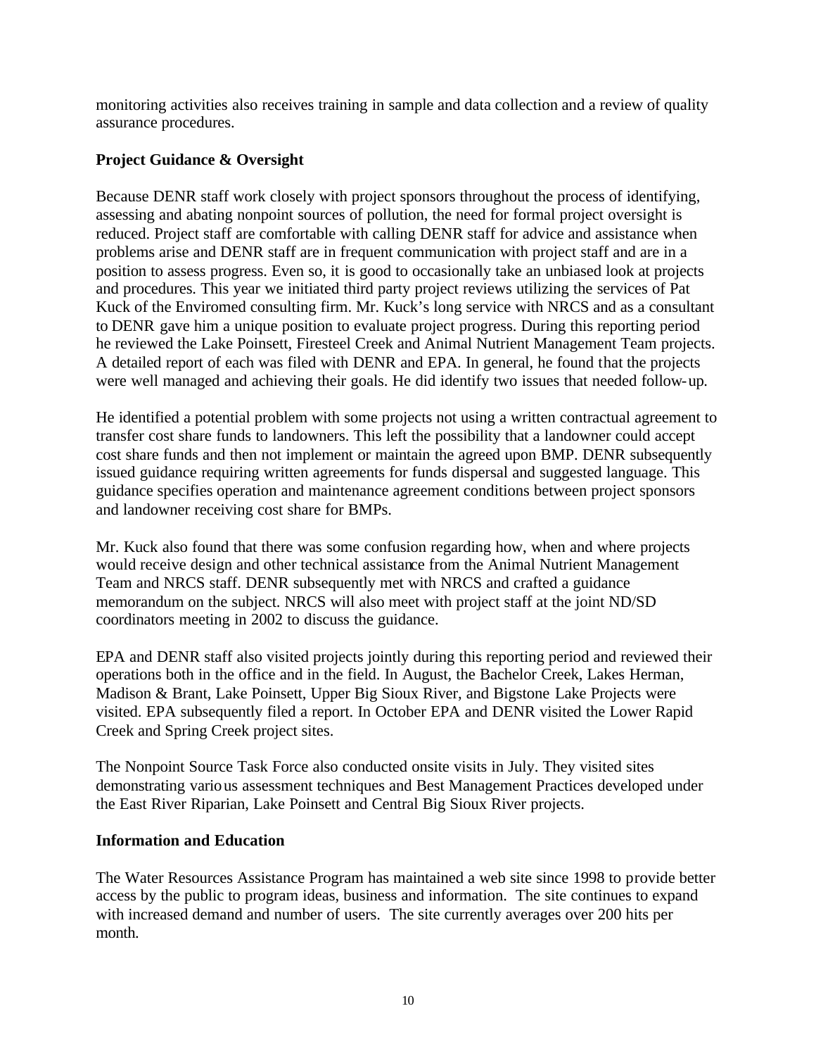monitoring activities also receives training in sample and data collection and a review of quality assurance procedures.

**Project Guidance & Oversight**

Because DENR staff work closely with project sponsors throughout the process of identifying, assessing and abating nonpoint sources of pollution, the need for formal project oversight is reduced. Project staff are comfortable with calling DENR staff for advice and assistance when problems arise and DENR staff are in frequent communication with project staff and are in a position to assess progress. Even so, it is good to occasionally take an unbiased look at projects and procedures. This year we initiated third party project reviews utilizing the services of Pat Kuck of the Enviromed consulting firm. Mr. Kuck's long service with NRCS and as a consultant to DENR gave him a unique position to evaluate project progress. During this reporting period he reviewed the Lake Poinsett, Firesteel Creek and Animal Nutrient Management Team projects. A detailed report of each was filed with DENR and EPA. In general, he found that the projects were well managed and achieving their goals. He did identify two issues that needed follow-up.

He identified a potential problem with some projects not using a written contractual agreement to transfer cost share funds to landowners. This left the possibility that a landowner could accept cost share funds and then not implement or maintain the agreed upon BMP. DENR subsequently issued guidance requiring written agreements for funds dispersal and suggested language. This guidance specifies operation and maintenance agreement conditions between project sponsors and landowner receiving cost share for BMPs.

Mr. Kuck also found that there was some confusion regarding how, when and where projects would receive design and other technical assistance from the Animal Nutrient Management Team and NRCS staff. DENR subsequently met with NRCS and crafted a guidance memorandum on the subject. NRCS will also meet with project staff at the joint ND/SD coordinators meeting in 2002 to discuss the guidance.

EPA and DENR staff also visited projects jointly during this reporting period and reviewed their operations both in the office and in the field. In August, the Bachelor Creek, Lakes Herman, Madison & Brant, Lake Poinsett, Upper Big Sioux River, and Bigstone Lake Projects were visited. EPA subsequently filed a report. In October EPA and DENR visited the Lower Rapid Creek and Spring Creek project sites.

The Nonpoint Source Task Force also conducted onsite visits in July. They visited sites demonstrating various assessment techniques and Best Management Practices developed under the East River Riparian, Lake Poinsett and Central Big Sioux River projects.

**Information and Education**

The Water Resources Assistance Program has maintained a web site since 1998 to provide better access by the public to program ideas, business and information. The site continues to expand with increased demand and number of users. The site currently averages over 200 hits per month.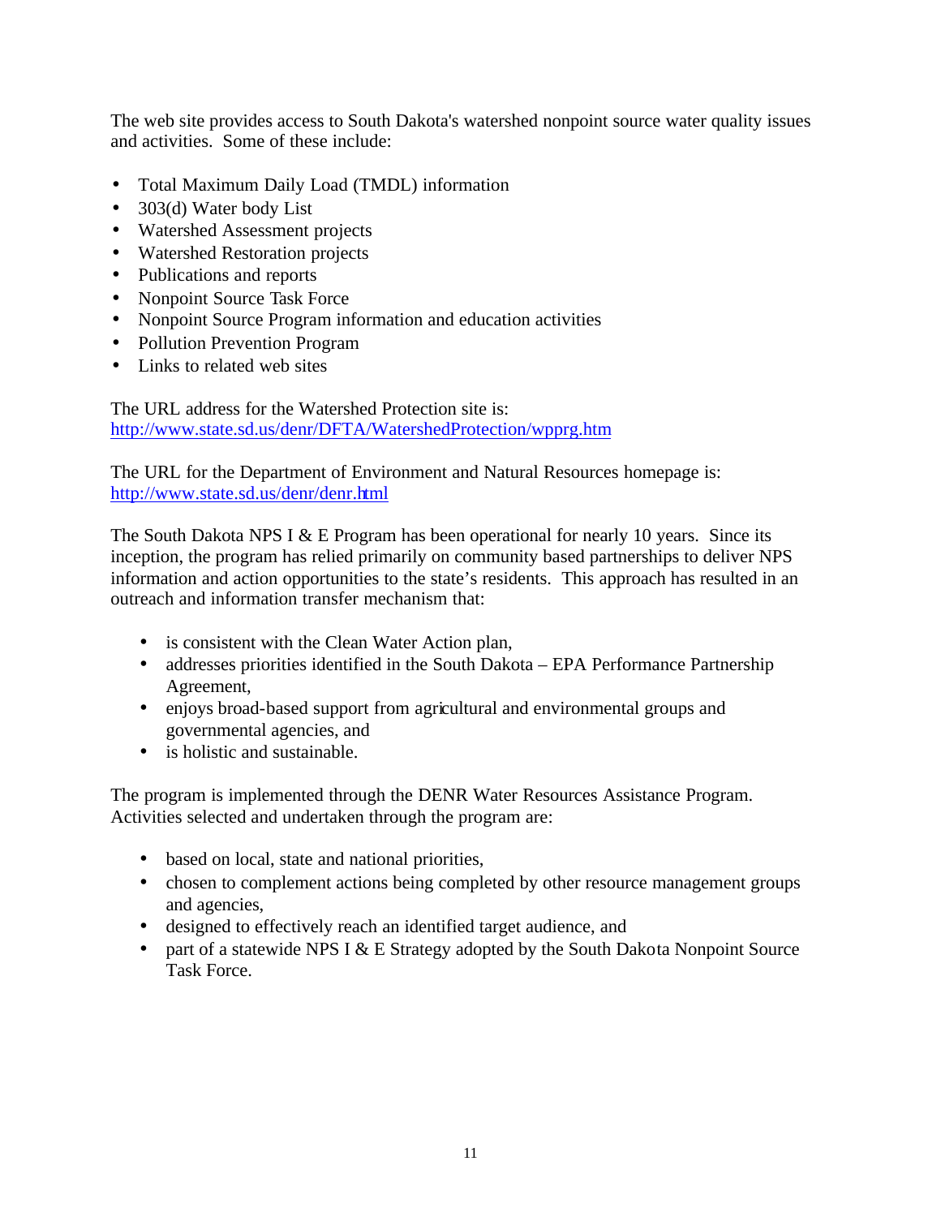The web site provides access to South Dakota's watershed nonpoint source water quality issues and activities. Some of these include:

- Total Maximum Daily Load (TMDL) information
- 303(d) Water body List
- Watershed Assessment projects
- Watershed Restoration projects
- Publications and reports
- Nonpoint Source Task Force
- Nonpoint Source Program information and education activities
- Pollution Prevention Program
- Links to related web sites

The URL address for the Watershed Protection site is:
http://www.state.sd.us/denr/DFTA/WatershedProtection/wpprg.htm

The URL for the Department of Environment and Natural Resources homepage is:
http://www.state.sd.us/denr/denr.html

The South Dakota NPS I & E Program has been operational for nearly 10 years. Since its inception, the program has relied primarily on community based partnerships to deliver NPS information and action opportunities to the state's residents. This approach has resulted in an outreach and information transfer mechanism that:

- is consistent with the Clean Water Action plan,
- addresses priorities identified in the South Dakota – EPA Performance Partnership Agreement,
- enjoys broad-based support from agricultural and environmental groups and governmental agencies, and
- is holistic and sustainable.

The program is implemented through the DENR Water Resources Assistance Program. Activities selected and undertaken through the program are:

- based on local, state and national priorities,
- chosen to complement actions being completed by other resource management groups and agencies,
- designed to effectively reach an identified target audience, and
- part of a statewide NPS I & E Strategy adopted by the South Dakota Nonpoint Source Task Force.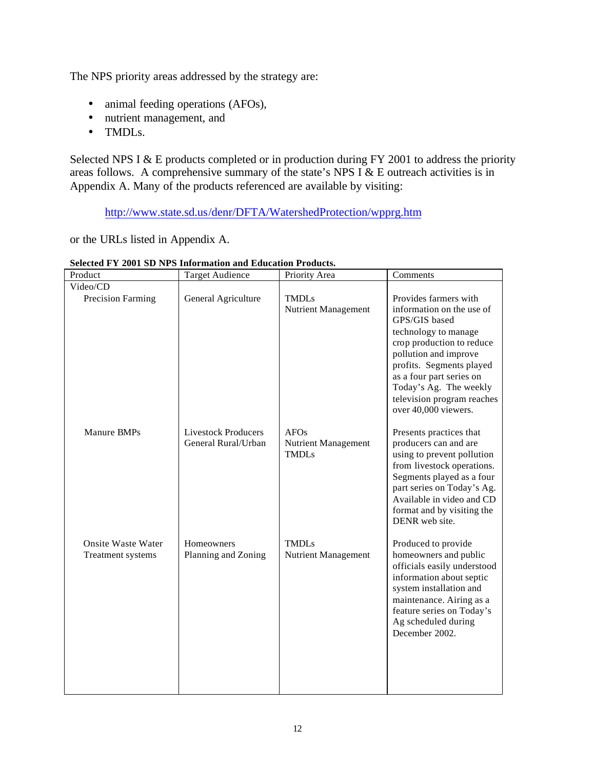The NPS priority areas addressed by the strategy are:

- animal feeding operations (AFOs),
- nutrient management, and
- TMDLs.

Selected NPS I & E products completed or in production during FY 2001 to address the priority areas follows. A comprehensive summary of the state's NPS I & E outreach activities is in Appendix A. Many of the products referenced are available by visiting:

http://www.state.sd.us/denr/DFTA/WatershedProtection/wpprg.htm

or the URLs listed in Appendix A.

**Selected FY 2001 SD NPS Information and Education Products.**

| Product | Target Audience | Priority Area | Comments |
|---|---|---|---|
| Video/CD | | | |
| Precision Farming | General Agriculture | TMDLs<br>Nutrient Management | Provides farmers with information on the use of GPS/GIS based technology to manage crop production to reduce pollution and improve profits. Segments played as a four part series on Today's Ag. The weekly television program reaches over 40,000 viewers. |
| Manure BMPs | Livestock Producers<br>General Rural/Urban | AFOs<br>Nutrient Management<br>TMDLs | Presents practices that producers can and are using to prevent pollution from livestock operations. Segments played as a four part series on Today's Ag. Available in video and CD format and by visiting the DENR web site. |
| Onsite Waste Water Treatment systems | Homeowners<br>Planning and Zoning | TMDLs<br>Nutrient Management | Produced to provide homeowners and public officials easily understood information about septic system installation and maintenance. Airing as a feature series on Today's Ag scheduled during December 2002. |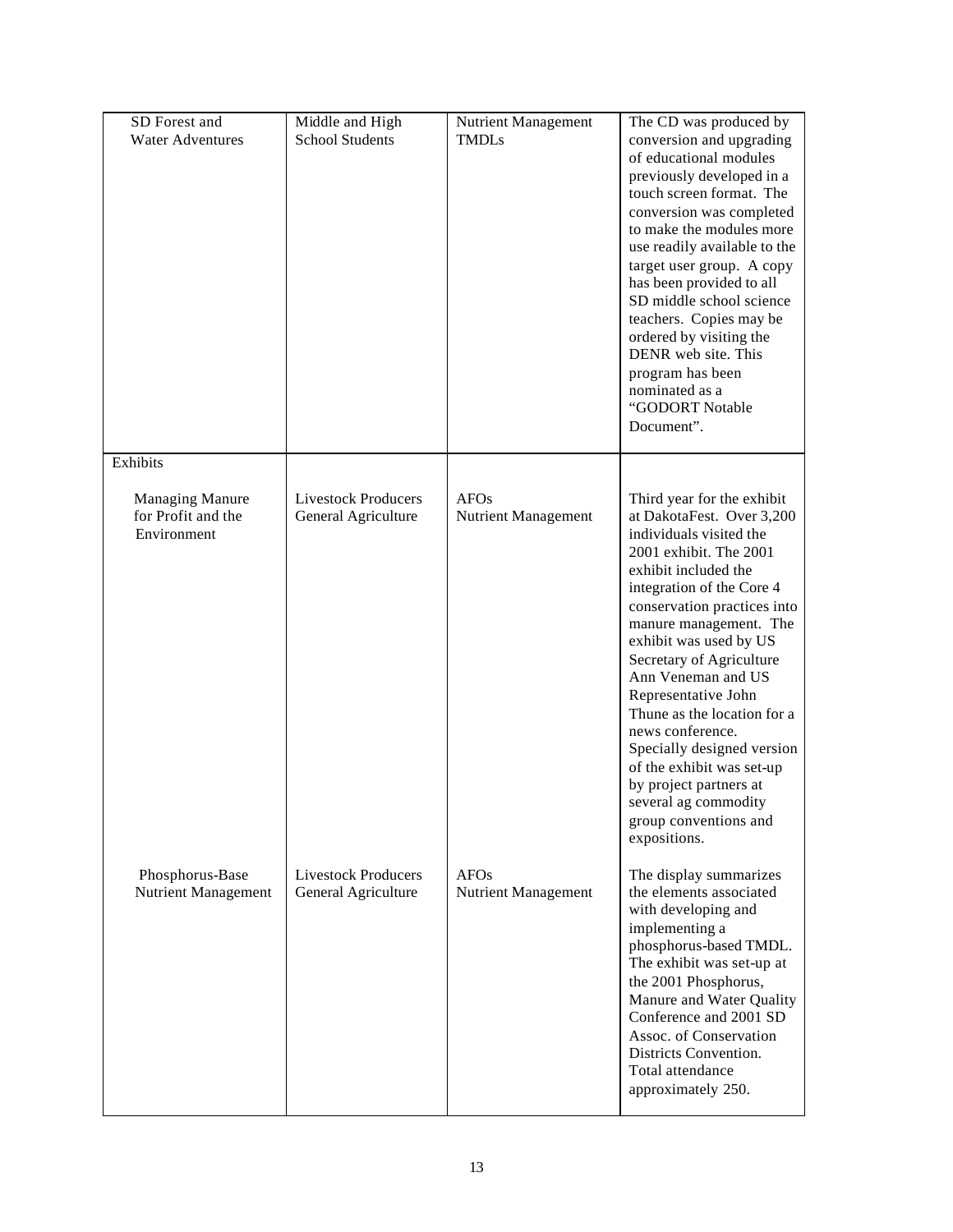| SD Forest and Water Adventures | Middle and High School Students | Nutrient Management TMDLs | The CD was produced by conversion and upgrading of educational modules previously developed in a touch screen format. The conversion was completed to make the modules more use readily available to the target user group. A copy has been provided to all SD middle school science teachers. Copies may be ordered by visiting the DENR web site. This program has been nominated as a "GODORT Notable Document". |
|---|---|---|---|
| Exhibits | | | |
| Managing Manure for Profit and the Environment | Livestock Producers General Agriculture | AFOs Nutrient Management | Third year for the exhibit at DakotaFest. Over 3,200 individuals visited the 2001 exhibit. The 2001 exhibit included the integration of the Core 4 conservation practices into manure management. The exhibit was used by US Secretary of Agriculture Ann Veneman and US Representative John Thune as the location for a news conference. Specially designed version of the exhibit was set-up by project partners at several ag commodity group conventions and expositions. |
| Phosphorus-Base Nutrient Management | Livestock Producers General Agriculture | AFOs Nutrient Management | The display summarizes the elements associated with developing and implementing a phosphorus-based TMDL. The exhibit was set-up at the 2001 Phosphorus, Manure and Water Quality Conference and 2001 SD Assoc. of Conservation Districts Convention. Total attendance approximately 250. |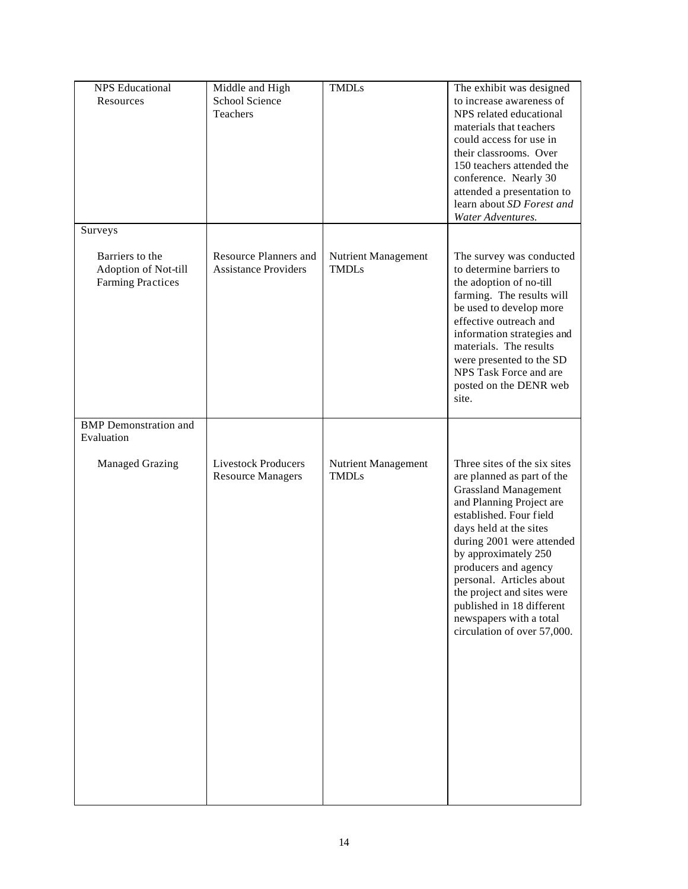| | | | |
|---|---|---|---|
| NPS Educational Resources | Middle and High School Science Teachers | TMDLs | The exhibit was designed to increase awareness of NPS related educational materials that teachers could access for use in their classrooms. Over 150 teachers attended the conference. Nearly 30 attended a presentation to learn about *SD Forest and Water Adventures.* |
| Surveys | | | |
| Barriers to the Adoption of Not-till Farming Practices | Resource Planners and Assistance Providers | Nutrient Management TMDLs | The survey was conducted to determine barriers to the adoption of no-till farming. The results will be used to develop more effective outreach and information strategies and materials. The results were presented to the SD NPS Task Force and are posted on the DENR web site. |
| BMP Demonstration and Evaluation | | | |
| Managed Grazing | Livestock Producers Resource Managers | Nutrient Management TMDLs | Three sites of the six sites are planned as part of the Grassland Management and Planning Project are established. Four field days held at the sites during 2001 were attended by approximately 250 producers and agency personal. Articles about the project and sites were published in 18 different newspapers with a total circulation of over 57,000. |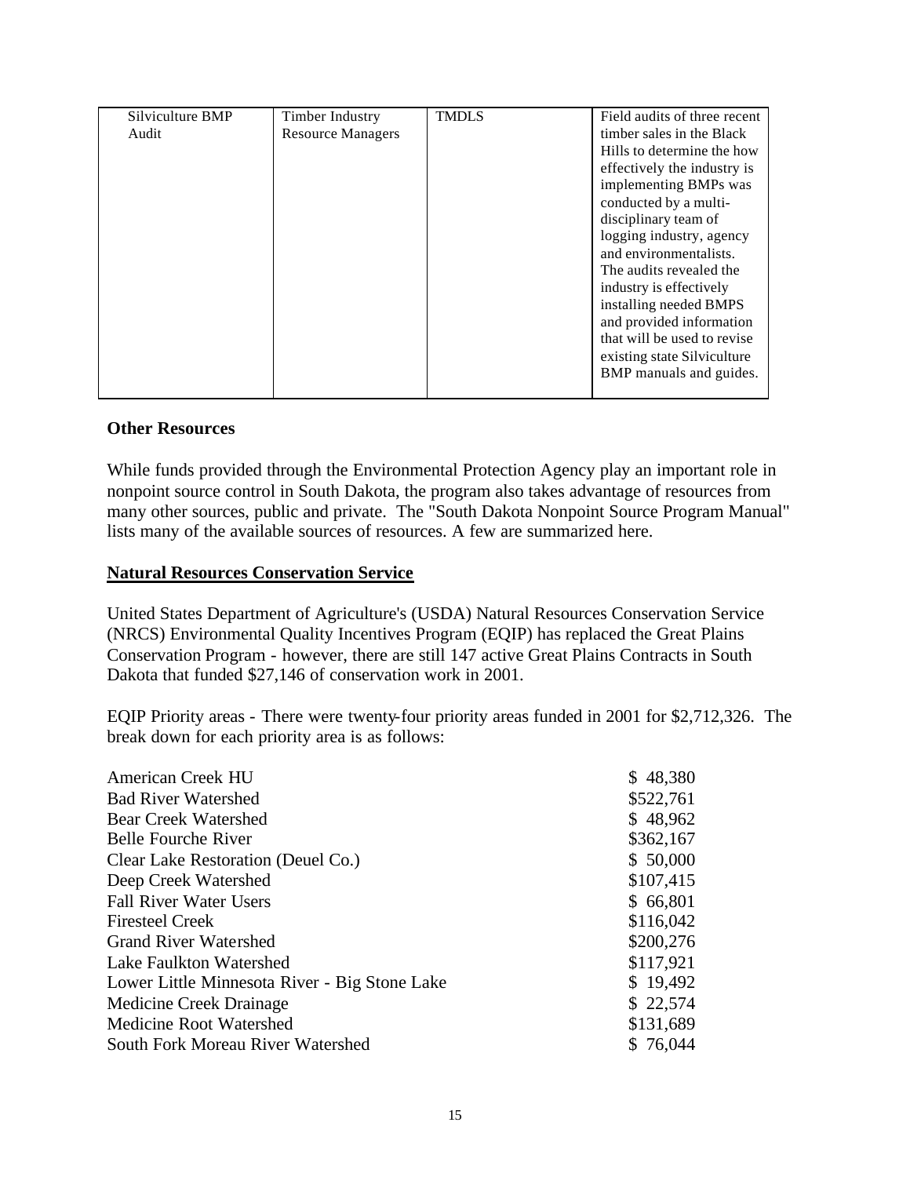| Silviculture BMP Audit | Timber Industry Resource Managers | TMDLS | Field audits of three recent timber sales in the Black Hills to determine the how effectively the industry is implementing BMPs was conducted by a multi-disciplinary team of logging industry, agency and environmentalists. The audits revealed the industry is effectively installing needed BMPS and provided information that will be used to revise existing state Silviculture BMP manuals and guides. |
|---|---|---|---|

### Other Resources

While funds provided through the Environmental Protection Agency play an important role in nonpoint source control in South Dakota, the program also takes advantage of resources from many other sources, public and private. The "South Dakota Nonpoint Source Program Manual" lists many of the available sources of resources. A few are summarized here.

### <u>Natural Resources Conservation Service</u>

United States Department of Agriculture's (USDA) Natural Resources Conservation Service (NRCS) Environmental Quality Incentives Program (EQIP) has replaced the Great Plains Conservation Program - however, there are still 147 active Great Plains Contracts in South Dakota that funded $27,146 of conservation work in 2001.

EQIP Priority areas - There were twenty-four priority areas funded in 2001 for $2,712,326. The break down for each priority area is as follows:

| | |
|---|---|
| American Creek HU | $ 48,380 |
| Bad River Watershed | $522,761 |
| Bear Creek Watershed | $ 48,962 |
| Belle Fourche River | $362,167 |
| Clear Lake Restoration (Deuel Co.) | $ 50,000 |
| Deep Creek Watershed | $107,415 |
| Fall River Water Users | $ 66,801 |
| Firesteel Creek | $116,042 |
| Grand River Watershed | $200,276 |
| Lake Faulkton Watershed | $117,921 |
| Lower Little Minnesota River - Big Stone Lake | $ 19,492 |
| Medicine Creek Drainage | $ 22,574 |
| Medicine Root Watershed | $131,689 |
| South Fork Moreau River Watershed | $ 76,044 |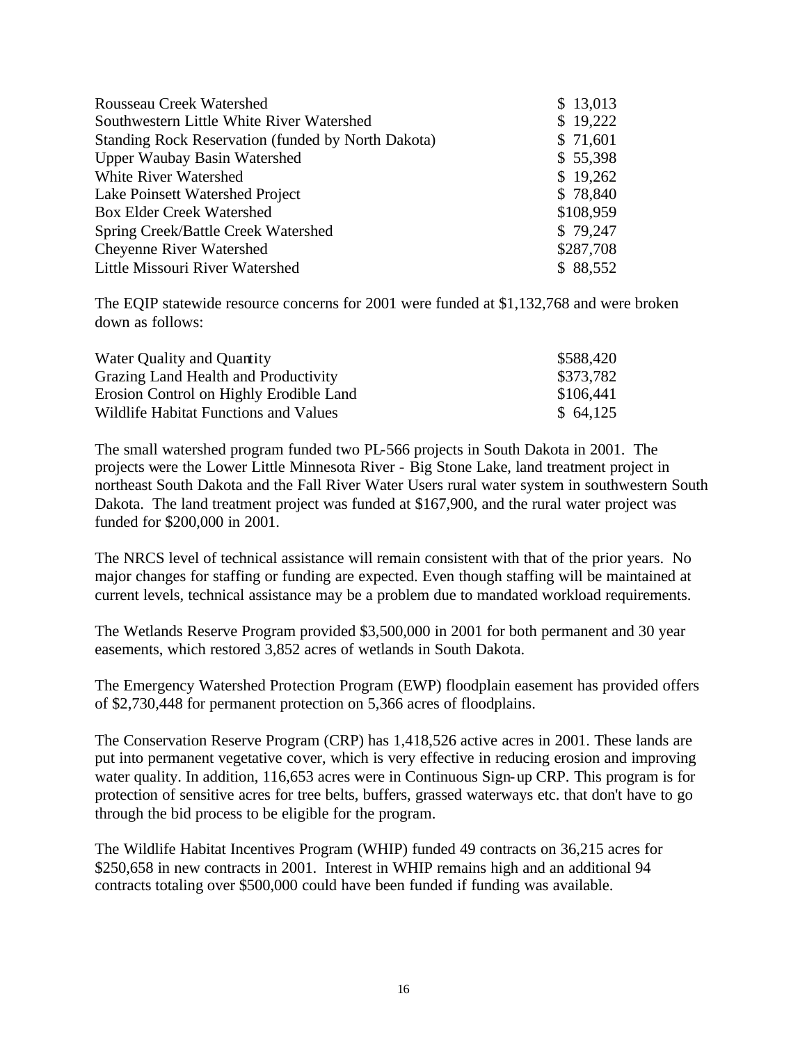| | |
|---|---|
| Rousseau Creek Watershed | $ 13,013 |
| Southwestern Little White River Watershed | $ 19,222 |
| Standing Rock Reservation (funded by North Dakota) | $ 71,601 |
| Upper Waubay Basin Watershed | $ 55,398 |
| White River Watershed | $ 19,262 |
| Lake Poinsett Watershed Project | $ 78,840 |
| Box Elder Creek Watershed | $108,959 |
| Spring Creek/Battle Creek Watershed | $ 79,247 |
| Cheyenne River Watershed | $287,708 |
| Little Missouri River Watershed | $ 88,552 |

The EQIP statewide resource concerns for 2001 were funded at $1,132,768 and were broken down as follows:

| | |
|---|---|
| Water Quality and Quantity | $588,420 |
| Grazing Land Health and Productivity | $373,782 |
| Erosion Control on Highly Erodible Land | $106,441 |
| Wildlife Habitat Functions and Values | $ 64,125 |

The small watershed program funded two PL-566 projects in South Dakota in 2001. The projects were the Lower Little Minnesota River - Big Stone Lake, land treatment project in northeast South Dakota and the Fall River Water Users rural water system in southwestern South Dakota. The land treatment project was funded at $167,900, and the rural water project was funded for $200,000 in 2001.

The NRCS level of technical assistance will remain consistent with that of the prior years. No major changes for staffing or funding are expected. Even though staffing will be maintained at current levels, technical assistance may be a problem due to mandated workload requirements.

The Wetlands Reserve Program provided $3,500,000 in 2001 for both permanent and 30 year easements, which restored 3,852 acres of wetlands in South Dakota.

The Emergency Watershed Protection Program (EWP) floodplain easement has provided offers of $2,730,448 for permanent protection on 5,366 acres of floodplains.

The Conservation Reserve Program (CRP) has 1,418,526 active acres in 2001. These lands are put into permanent vegetative cover, which is very effective in reducing erosion and improving water quality. In addition, 116,653 acres were in Continuous Sign-up CRP. This program is for protection of sensitive acres for tree belts, buffers, grassed waterways etc. that don't have to go through the bid process to be eligible for the program.

The Wildlife Habitat Incentives Program (WHIP) funded 49 contracts on 36,215 acres for $250,658 in new contracts in 2001. Interest in WHIP remains high and an additional 94 contracts totaling over $500,000 could have been funded if funding was available.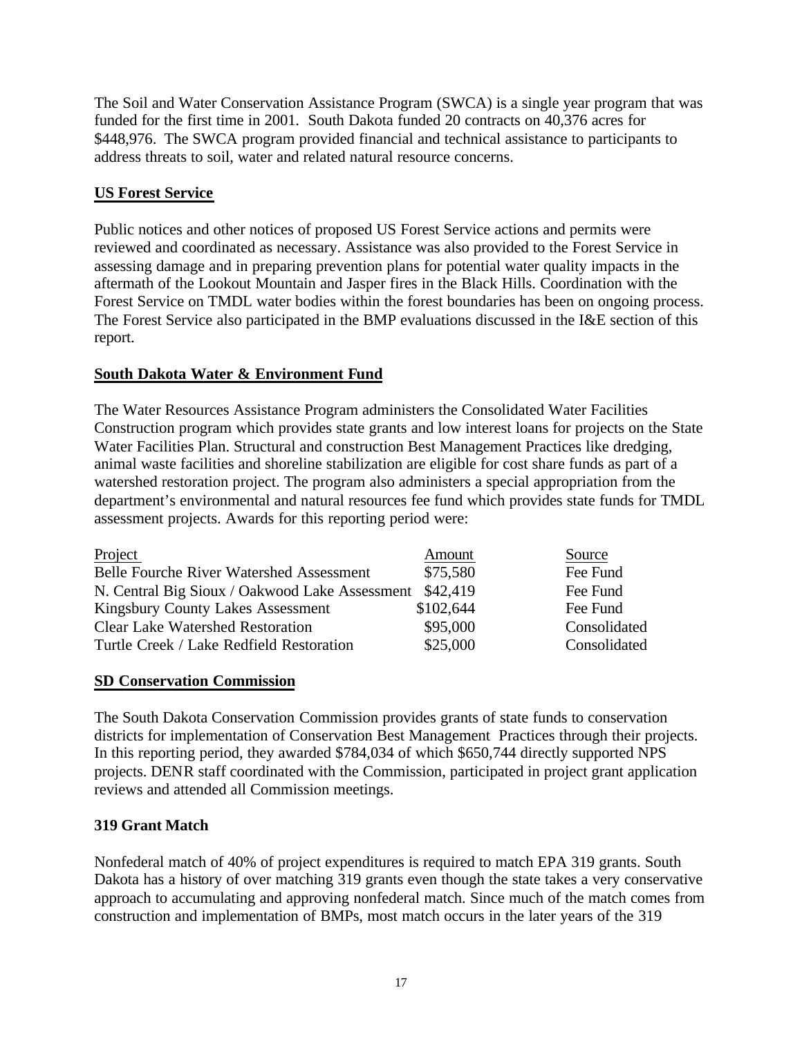The Soil and Water Conservation Assistance Program (SWCA) is a single year program that was funded for the first time in 2001. South Dakota funded 20 contracts on 40,376 acres for $448,976. The SWCA program provided financial and technical assistance to participants to address threats to soil, water and related natural resource concerns.

## US Forest Service

Public notices and other notices of proposed US Forest Service actions and permits were reviewed and coordinated as necessary. Assistance was also provided to the Forest Service in assessing damage and in preparing prevention plans for potential water quality impacts in the aftermath of the Lookout Mountain and Jasper fires in the Black Hills. Coordination with the Forest Service on TMDL water bodies within the forest boundaries has been on ongoing process. The Forest Service also participated in the BMP evaluations discussed in the I&E section of this report.

## South Dakota Water & Environment Fund

The Water Resources Assistance Program administers the Consolidated Water Facilities Construction program which provides state grants and low interest loans for projects on the State Water Facilities Plan. Structural and construction Best Management Practices like dredging, animal waste facilities and shoreline stabilization are eligible for cost share funds as part of a watershed restoration project. The program also administers a special appropriation from the department's environmental and natural resources fee fund which provides state funds for TMDL assessment projects. Awards for this reporting period were:

| Project | Amount | Source |
|---|---|---|
| Belle Fourche River Watershed Assessment | $75,580 | Fee Fund |
| N. Central Big Sioux / Oakwood Lake Assessment | $42,419 | Fee Fund |
| Kingsbury County Lakes Assessment | $102,644 | Fee Fund |
| Clear Lake Watershed Restoration | $95,000 | Consolidated |
| Turtle Creek / Lake Redfield Restoration | $25,000 | Consolidated |

## SD Conservation Commission

The South Dakota Conservation Commission provides grants of state funds to conservation districts for implementation of Conservation Best Management Practices through their projects. In this reporting period, they awarded $784,034 of which $650,744 directly supported NPS projects. DENR staff coordinated with the Commission, participated in project grant application reviews and attended all Commission meetings.

## 319 Grant Match

Nonfederal match of 40% of project expenditures is required to match EPA 319 grants. South Dakota has a history of over matching 319 grants even though the state takes a very conservative approach to accumulating and approving nonfederal match. Since much of the match comes from construction and implementation of BMPs, most match occurs in the later years of the 319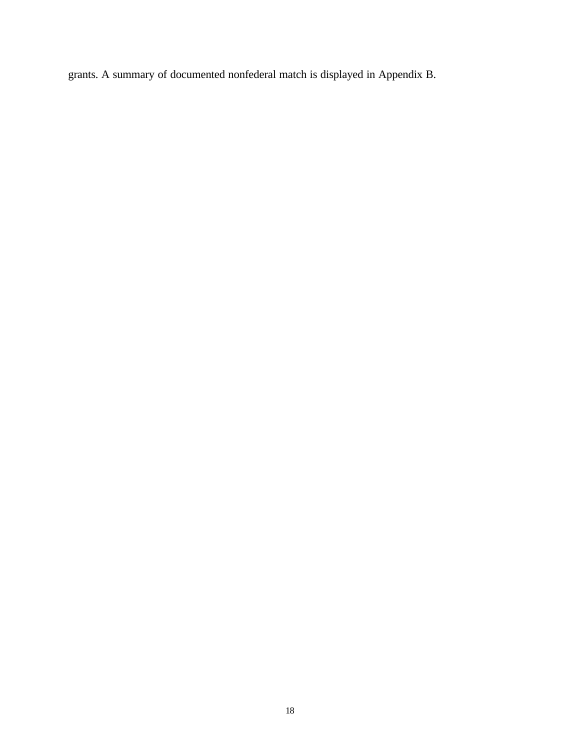grants. A summary of documented nonfederal match is displayed in Appendix B.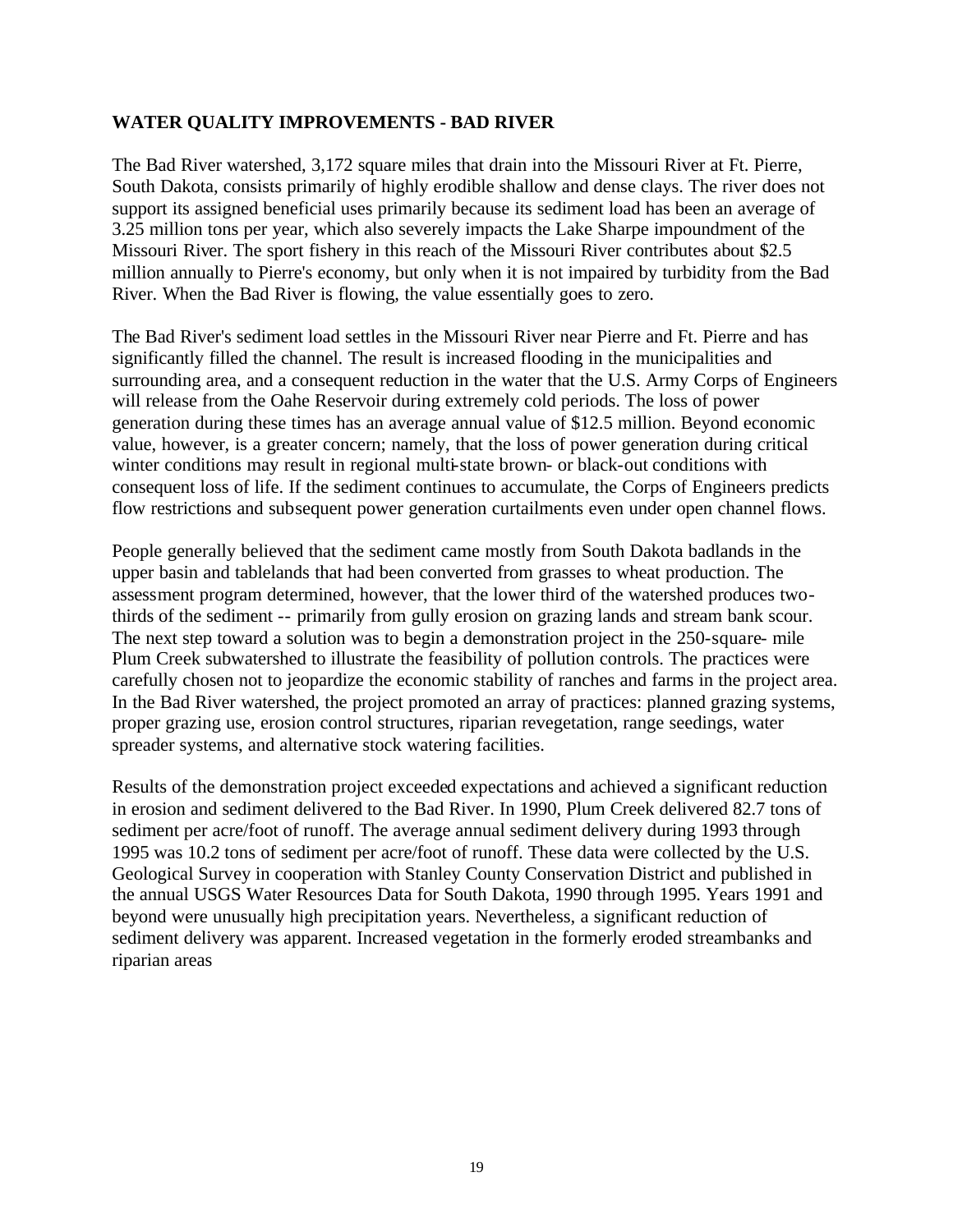**WATER QUALITY IMPROVEMENTS - BAD RIVER**

The Bad River watershed, 3,172 square miles that drain into the Missouri River at Ft. Pierre, South Dakota, consists primarily of highly erodible shallow and dense clays. The river does not support its assigned beneficial uses primarily because its sediment load has been an average of 3.25 million tons per year, which also severely impacts the Lake Sharpe impoundment of the Missouri River. The sport fishery in this reach of the Missouri River contributes about $2.5 million annually to Pierre's economy, but only when it is not impaired by turbidity from the Bad River. When the Bad River is flowing, the value essentially goes to zero.

The Bad River's sediment load settles in the Missouri River near Pierre and Ft. Pierre and has significantly filled the channel. The result is increased flooding in the municipalities and surrounding area, and a consequent reduction in the water that the U.S. Army Corps of Engineers will release from the Oahe Reservoir during extremely cold periods. The loss of power generation during these times has an average annual value of $12.5 million. Beyond economic value, however, is a greater concern; namely, that the loss of power generation during critical winter conditions may result in regional multi-state brown- or black-out conditions with consequent loss of life. If the sediment continues to accumulate, the Corps of Engineers predicts flow restrictions and subsequent power generation curtailments even under open channel flows.

People generally believed that the sediment came mostly from South Dakota badlands in the upper basin and tablelands that had been converted from grasses to wheat production. The assessment program determined, however, that the lower third of the watershed produces two-thirds of the sediment -- primarily from gully erosion on grazing lands and stream bank scour. The next step toward a solution was to begin a demonstration project in the 250-square- mile Plum Creek subwatershed to illustrate the feasibility of pollution controls. The practices were carefully chosen not to jeopardize the economic stability of ranches and farms in the project area. In the Bad River watershed, the project promoted an array of practices: planned grazing systems, proper grazing use, erosion control structures, riparian revegetation, range seedings, water spreader systems, and alternative stock watering facilities.

Results of the demonstration project exceeded expectations and achieved a significant reduction in erosion and sediment delivered to the Bad River. In 1990, Plum Creek delivered 82.7 tons of sediment per acre/foot of runoff. The average annual sediment delivery during 1993 through 1995 was 10.2 tons of sediment per acre/foot of runoff. These data were collected by the U.S. Geological Survey in cooperation with Stanley County Conservation District and published in the annual USGS Water Resources Data for South Dakota, 1990 through 1995. Years 1991 and beyond were unusually high precipitation years. Nevertheless, a significant reduction of sediment delivery was apparent. Increased vegetation in the formerly eroded streambanks and riparian areas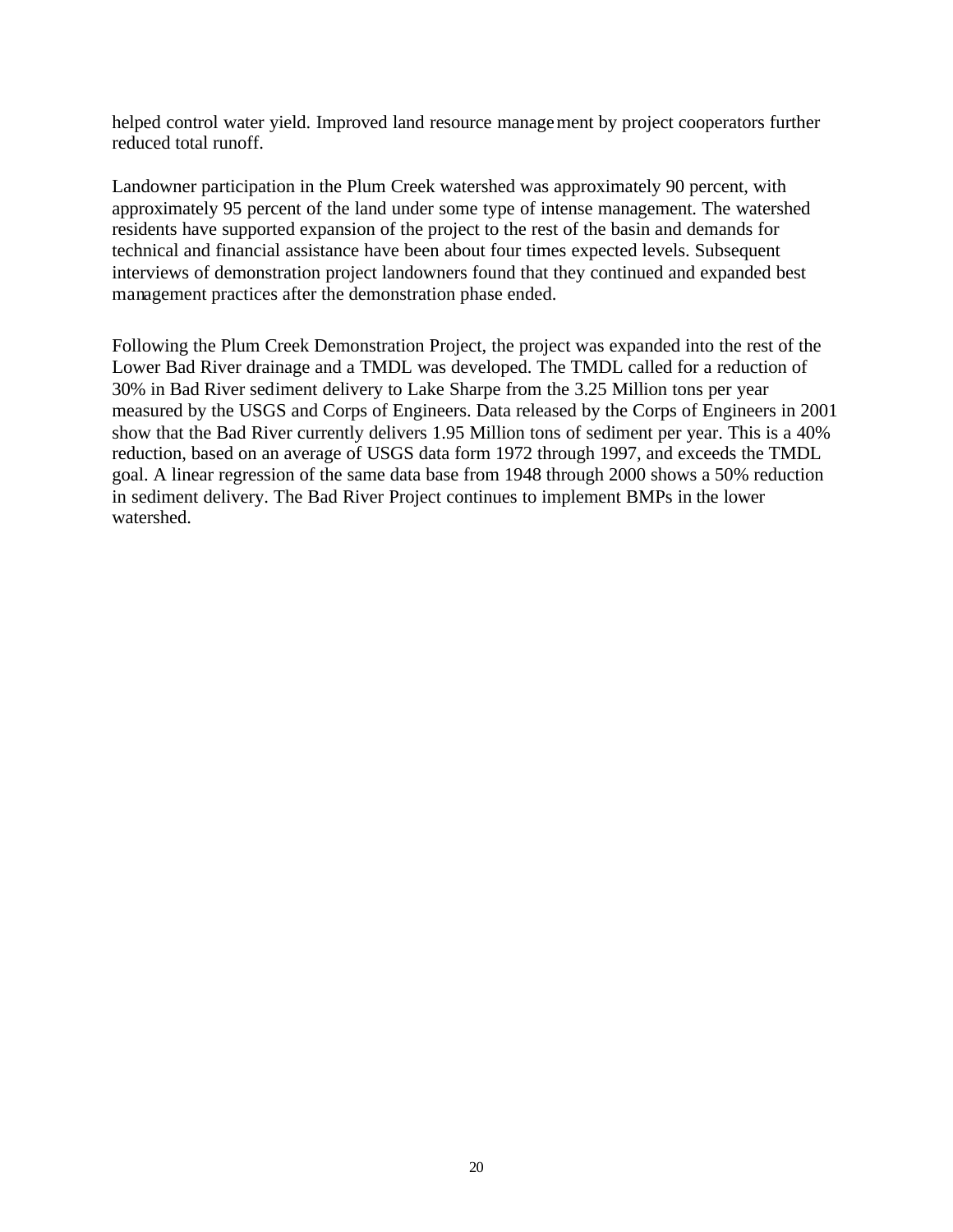helped control water yield. Improved land resource management by project cooperators further reduced total runoff.

Landowner participation in the Plum Creek watershed was approximately 90 percent, with approximately 95 percent of the land under some type of intense management. The watershed residents have supported expansion of the project to the rest of the basin and demands for technical and financial assistance have been about four times expected levels. Subsequent interviews of demonstration project landowners found that they continued and expanded best management practices after the demonstration phase ended.

Following the Plum Creek Demonstration Project, the project was expanded into the rest of the Lower Bad River drainage and a TMDL was developed. The TMDL called for a reduction of 30% in Bad River sediment delivery to Lake Sharpe from the 3.25 Million tons per year measured by the USGS and Corps of Engineers. Data released by the Corps of Engineers in 2001 show that the Bad River currently delivers 1.95 Million tons of sediment per year. This is a 40% reduction, based on an average of USGS data form 1972 through 1997, and exceeds the TMDL goal. A linear regression of the same data base from 1948 through 2000 shows a 50% reduction in sediment delivery. The Bad River Project continues to implement BMPs in the lower watershed.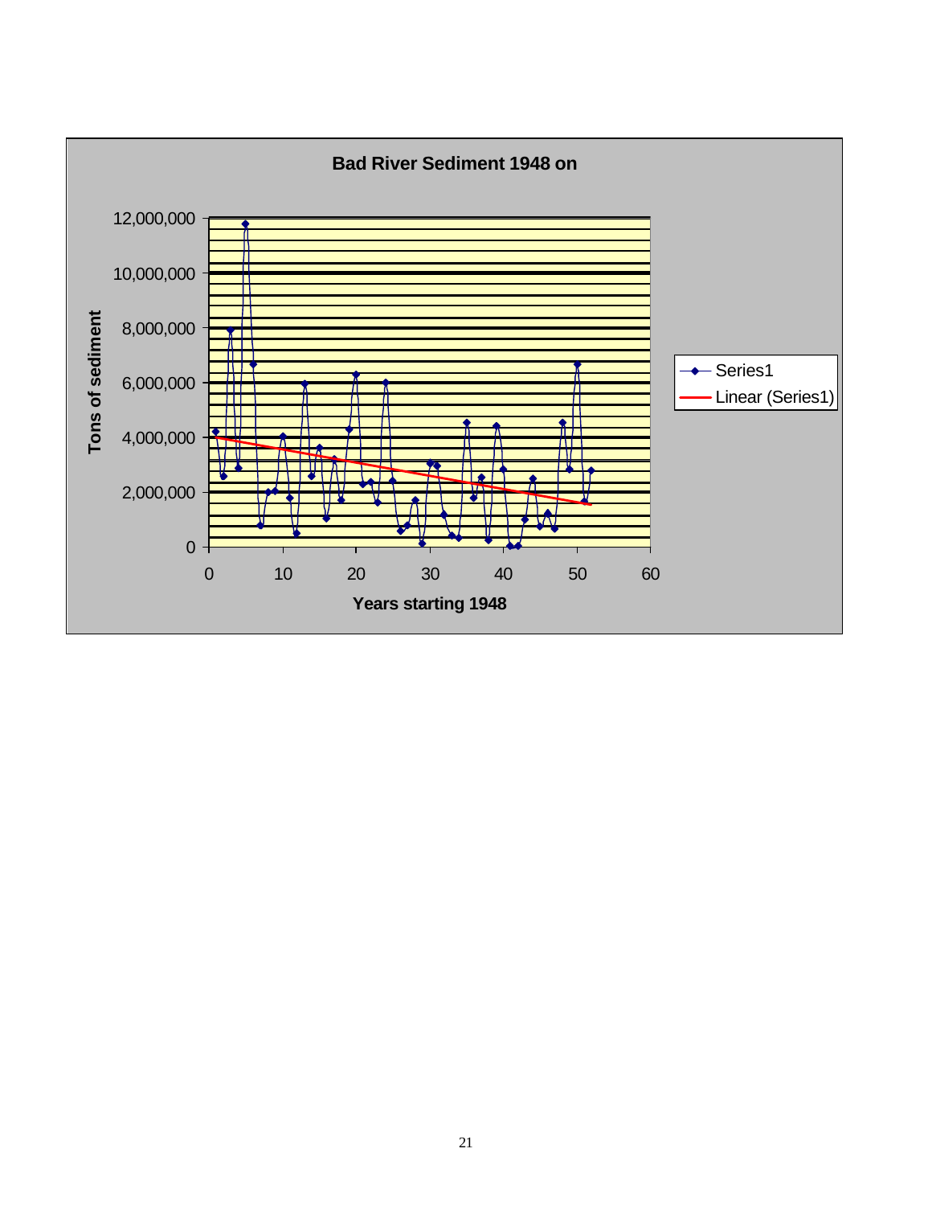**Bad River Sediment 1948 on**

Tons of sediment

12,000,000
10,000,000
8,000,000
6,000,000
4,000,000
2,000,000
0

0 10 20 30 40 50 60

Years starting 1948

Series1
Linear (Series1)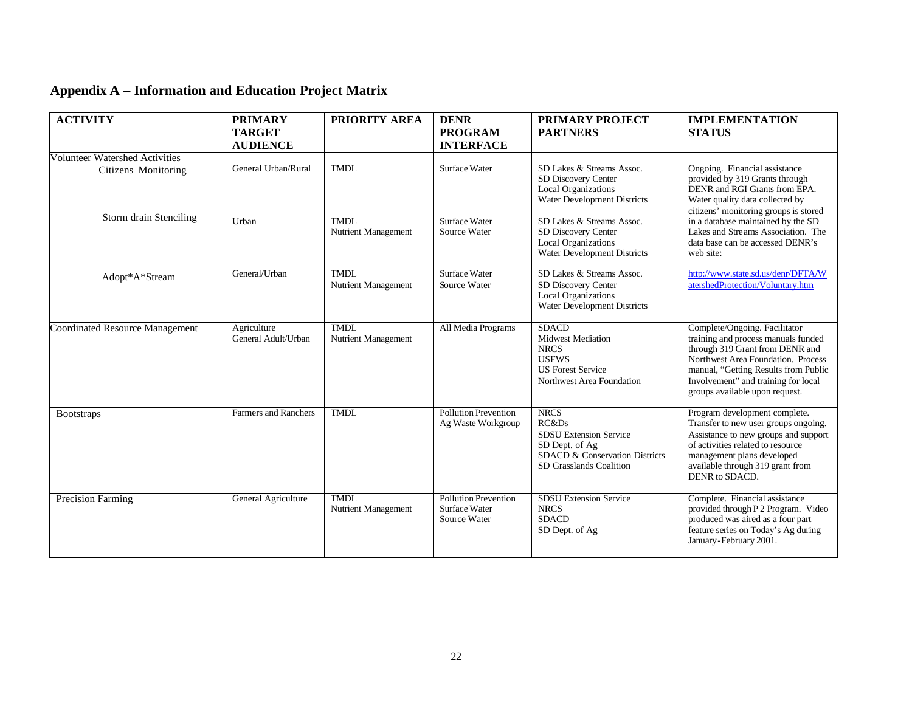## Appendix A – Information and Education Project Matrix

| ACTIVITY | PRIMARY TARGET AUDIENCE | PRIORITY AREA | DENR PROGRAM INTERFACE | PRIMARY PROJECT PARTNERS | IMPLEMENTATION STATUS |
|---|---|---|---|---|---|
| Volunteer Watershed Activities<br>Citizens Monitoring | General Urban/Rural | TMDL | Surface Water | SD Lakes & Streams Assoc.<br>SD Discovery Center<br>Local Organizations<br>Water Development Districts | Ongoing. Financial assistance provided by 319 Grants through DENR and RGI Grants from EPA. Water quality data collected by citizens' monitoring groups is stored in a database maintained by the SD Lakes and Streams Association. The data base can be accessed DENR's web site: |
| Storm drain Stenciling | Urban | TMDL<br>Nutrient Management | Surface Water<br>Source Water | SD Lakes & Streams Assoc.<br>SD Discovery Center<br>Local Organizations<br>Water Development Districts | |
| Adopt*A*Stream | General/Urban | TMDL<br>Nutrient Management | Surface Water<br>Source Water | SD Lakes & Streams Assoc.<br>SD Discovery Center<br>Local Organizations<br>Water Development Districts | http://www.state.sd.us/denr/DFTA/WatershedProtection/Voluntary.htm |
| Coordinated Resource Management | Agriculture<br>General Adult/Urban | TMDL<br>Nutrient Management | All Media Programs | SDACD<br>Midwest Mediation<br>NRCS<br>USFWS<br>US Forest Service<br>Northwest Area Foundation | Complete/Ongoing. Facilitator training and process manuals funded through 319 Grant from DENR and Northwest Area Foundation. Process manual, "Getting Results from Public Involvement" and training for local groups available upon request. |
| Bootstraps | Farmers and Ranchers | TMDL | Pollution Prevention<br>Ag Waste Workgroup | NRCS<br>RC&Ds<br>SDSU Extension Service<br>SD Dept. of Ag<br>SDACD & Conservation Districts<br>SD Grasslands Coalition | Program development complete. Transfer to new user groups ongoing. Assistance to new groups and support of activities related to resource management plans developed available through 319 grant from DENR to SDACD. |
| Precision Farming | General Agriculture | TMDL<br>Nutrient Management | Pollution Prevention<br>Surface Water<br>Source Water | SDSU Extension Service<br>NRCS<br>SDACD<br>SD Dept. of Ag | Complete. Financial assistance provided through P 2 Program. Video produced was aired as a four part feature series on Today's Ag during January-February 2001. |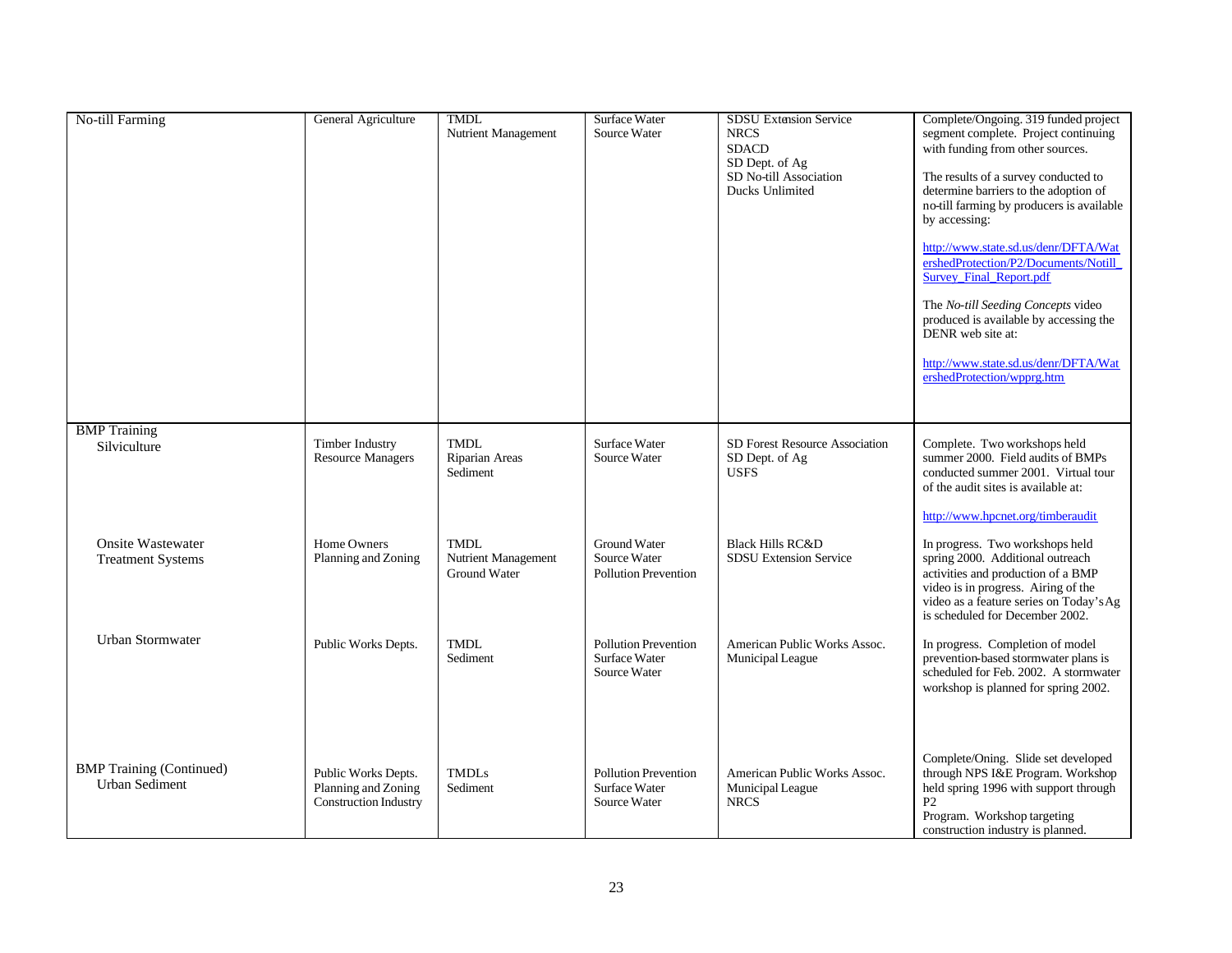| | | | | | |
|---|---|---|---|---|---|
| No-till Farming | General Agriculture | TMDL<br>Nutrient Management | Surface Water<br>Source Water | SDSU Extension Service<br>NRCS<br>SDACD<br>SD Dept. of Ag<br>SD No-till Association<br>Ducks Unlimited | Complete/Ongoing. 319 funded project segment complete. Project continuing with funding from other sources.<br><br>The results of a survey conducted to determine barriers to the adoption of no-till farming by producers is available by accessing:<br><br>http://www.state.sd.us/denr/DFTA/WatershedProtection/P2/Documents/Notill_Survey_Final_Report.pdf<br><br>The *No-till Seeding Concepts* video produced is available by accessing the DENR web site at:<br><br>http://www.state.sd.us/denr/DFTA/WatershedProtection/wpprg.htm |
| BMP Training<br>Silviculture | Timber Industry<br>Resource Managers | TMDL<br>Riparian Areas<br>Sediment | Surface Water<br>Source Water | SD Forest Resource Association<br>SD Dept. of Ag<br>USFS | Complete. Two workshops held summer 2000. Field audits of BMPs conducted summer 2001. Virtual tour of the audit sites is available at:<br><br>http://www.hpcnet.org/timberaudit |
| Onsite Wastewater Treatment Systems | Home Owners<br>Planning and Zoning | TMDL<br>Nutrient Management<br>Ground Water | Ground Water<br>Source Water<br>Pollution Prevention | Black Hills RC&D<br>SDSU Extension Service | In progress. Two workshops held spring 2000. Additional outreach activities and production of a BMP video is in progress. Airing of the video as a feature series on Today's Ag is scheduled for December 2002. |
| Urban Stormwater | Public Works Depts. | TMDL<br>Sediment | Pollution Prevention<br>Surface Water<br>Source Water | American Public Works Assoc.<br>Municipal League | In progress. Completion of model prevention-based stormwater plans is scheduled for Feb. 2002. A stormwater workshop is planned for spring 2002. |
| BMP Training (Continued)<br>Urban Sediment | Public Works Depts.<br>Planning and Zoning<br>Construction Industry | TMDLs<br>Sediment | Pollution Prevention<br>Surface Water<br>Source Water | American Public Works Assoc.<br>Municipal League<br>NRCS | Complete/Oning. Slide set developed through NPS I&E Program. Workshop held spring 1996 with support through P2<br>Program. Workshop targeting construction industry is planned. |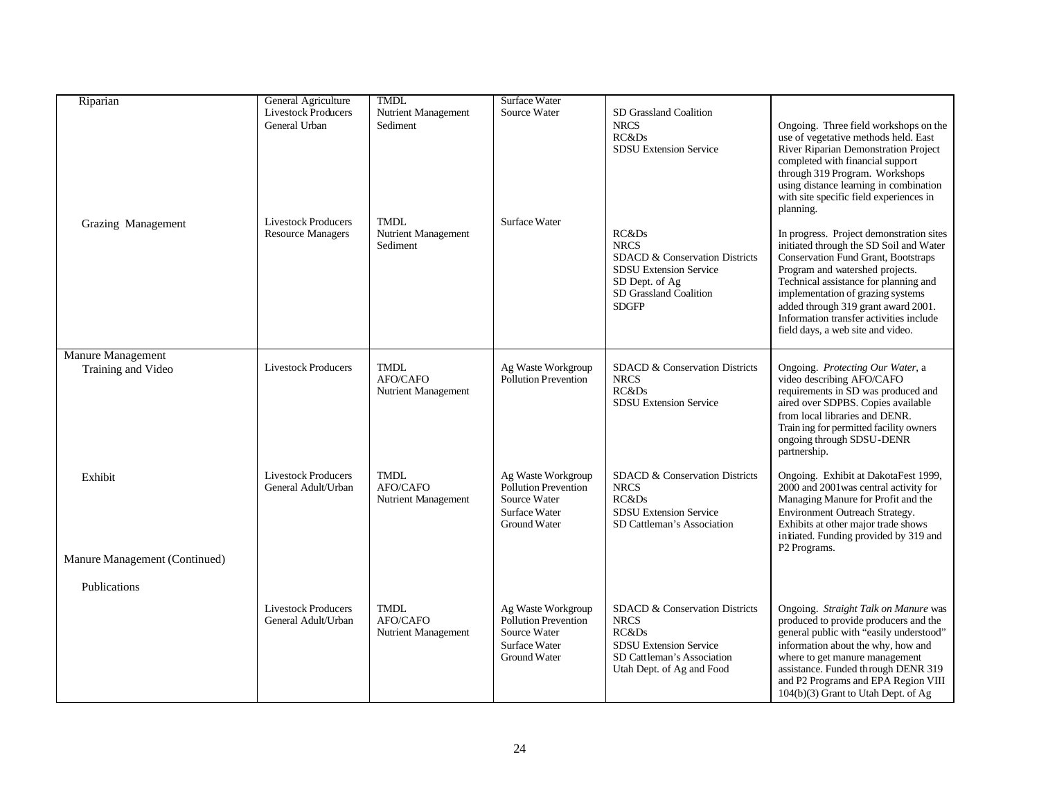| | | | | | |
|---|---|---|---|---|---|
| Riparian | General Agriculture<br>Livestock Producers<br>General Urban | TMDL<br>Nutrient Management<br>Sediment | Surface Water<br>Source Water | SD Grassland Coalition<br>NRCS<br>RC&Ds<br>SDSU Extension Service | Ongoing. Three field workshops on the use of vegetative methods held. East River Riparian Demonstration Project completed with financial support through 319 Program. Workshops using distance learning in combination with site specific field experiences in planning. |
| Grazing Management | Livestock Producers<br>Resource Managers | TMDL<br>Nutrient Management<br>Sediment | Surface Water | RC&Ds<br>NRCS<br>SDACD & Conservation Districts<br>SDSU Extension Service<br>SD Dept. of Ag<br>SD Grassland Coalition<br>SDGFP | In progress. Project demonstration sites initiated through the SD Soil and Water Conservation Fund Grant, Bootstraps Program and watershed projects. Technical assistance for planning and implementation of grazing systems added through 319 grant award 2001. Information transfer activities include field days, a web site and video. |
| Manure Management<br>Training and Video | Livestock Producers | TMDL<br>AFO/CAFO<br>Nutrient Management | Ag Waste Workgroup<br>Pollution Prevention | SDACD & Conservation Districts<br>NRCS<br>RC&Ds<br>SDSU Extension Service | Ongoing. *Protecting Our Water*, a video describing AFO/CAFO requirements in SD was produced and aired over SDPBS. Copies available from local libraries and DENR. Training for permitted facility owners ongoing through SDSU-DENR partnership. |
| Exhibit | Livestock Producers<br>General Adult/Urban | TMDL<br>AFO/CAFO<br>Nutrient Management | Ag Waste Workgroup<br>Pollution Prevention<br>Source Water<br>Surface Water<br>Ground Water | SDACD & Conservation Districts<br>NRCS<br>RC&Ds<br>SDSU Extension Service<br>SD Cattleman's Association | Ongoing. Exhibit at DakotaFest 1999, 2000 and 2001was central activity for Managing Manure for Profit and the Environment Outreach Strategy. Exhibits at other major trade shows initiated. Funding provided by 319 and P2 Programs. |
| Manure Management (Continued)<br>Publications | Livestock Producers<br>General Adult/Urban | TMDL<br>AFO/CAFO<br>Nutrient Management | Ag Waste Workgroup<br>Pollution Prevention<br>Source Water<br>Surface Water<br>Ground Water | SDACD & Conservation Districts<br>NRCS<br>RC&Ds<br>SDSU Extension Service<br>SD Cattleman's Association<br>Utah Dept. of Ag and Food | Ongoing. *Straight Talk on Manure* was produced to provide producers and the general public with "easily understood" information about the why, how and where to get manure management assistance. Funded through DENR 319 and P2 Programs and EPA Region VIII 104(b)(3) Grant to Utah Dept. of Ag |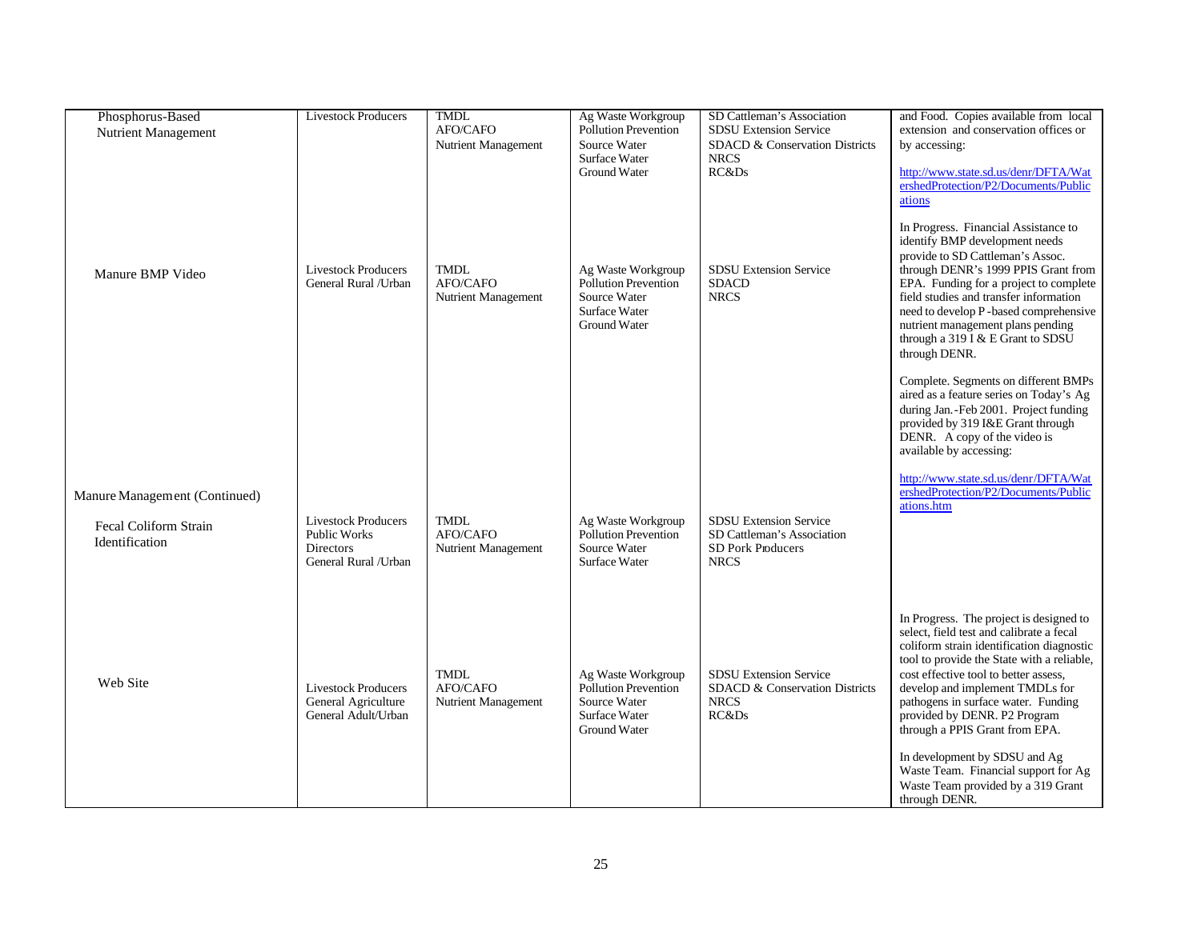| | | | | | |
|---|---|---|---|---|---|
| Phosphorus-Based Nutrient Management | Livestock Producers | TMDL<br>AFO/CAFO<br>Nutrient Management | Ag Waste Workgroup<br>Pollution Prevention<br>Source Water<br>Surface Water<br>Ground Water | SD Cattleman's Association<br>SDSU Extension Service<br>SDACD & Conservation Districts<br>NRCS<br>RC&Ds | and Food. Copies available from local extension and conservation offices or by accessing:<br><br>http://www.state.sd.us/denr/DFTA/WatershedProtection/P2/Documents/Publications<br><br>In Progress. Financial Assistance to identify BMP development needs provide to SD Cattleman's Assoc. through DENR's 1999 PPIS Grant from EPA. Funding for a project to complete field studies and transfer information need to develop P-based comprehensive nutrient management plans pending through a 319 I & E Grant to SDSU through DENR. |
| Manure BMP Video | Livestock Producers<br>General Rural /Urban | TMDL<br>AFO/CAFO<br>Nutrient Management | Ag Waste Workgroup<br>Pollution Prevention<br>Source Water<br>Surface Water<br>Ground Water | SDSU Extension Service<br>SDACD<br>NRCS | Complete. Segments on different BMPs aired as a feature series on Today's Ag during Jan.-Feb 2001. Project funding provided by 319 I&E Grant through DENR. A copy of the video is available by accessing:<br><br>http://www.state.sd.us/denr/DFTA/WatershedProtection/P2/Documents/Publications.htm |
| Manure Management (Continued) | | | | | |
| Fecal Coliform Strain Identification | Livestock Producers<br>Public Works Directors<br>General Rural /Urban | TMDL<br>AFO/CAFO<br>Nutrient Management | Ag Waste Workgroup<br>Pollution Prevention<br>Source Water<br>Surface Water | SDSU Extension Service<br>SD Cattleman's Association<br>SD Pork Producers<br>NRCS | In Progress. The project is designed to select, field test and calibrate a fecal coliform strain identification diagnostic tool to provide the State with a reliable, cost effective tool to better assess, develop and implement TMDLs for pathogens in surface water. Funding provided by DENR. P2 Program through a PPIS Grant from EPA. |
| Web Site | Livestock Producers<br>General Agriculture<br>General Adult/Urban | TMDL<br>AFO/CAFO<br>Nutrient Management | Ag Waste Workgroup<br>Pollution Prevention<br>Source Water<br>Surface Water<br>Ground Water | SDSU Extension Service<br>SDACD & Conservation Districts<br>NRCS<br>RC&Ds | In development by SDSU and Ag Waste Team. Financial support for Ag Waste Team provided by a 319 Grant through DENR. |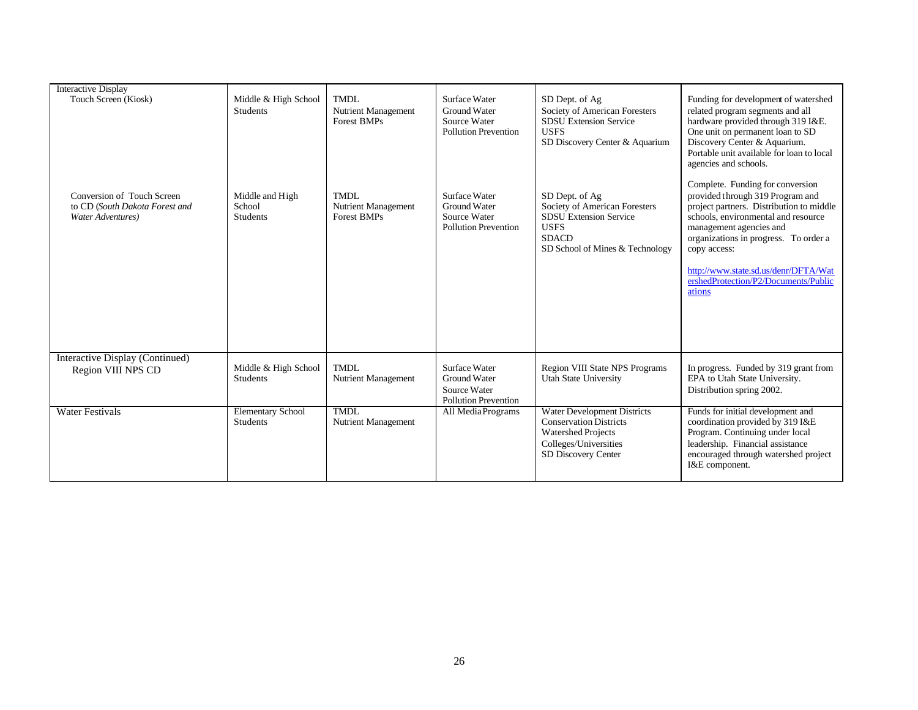| Interactive Display<br>Touch Screen (Kiosk) | Middle & High School Students | TMDL<br>Nutrient Management<br>Forest BMPs | Surface Water<br>Ground Water<br>Source Water<br>Pollution Prevention | SD Dept. of Ag<br>Society of American Foresters<br>SDSU Extension Service<br>USFS<br>SD Discovery Center & Aquarium | Funding for development of watershed related program segments and all hardware provided through 319 I&E. One unit on permanent loan to SD Discovery Center & Aquarium. Portable unit available for loan to local agencies and schools. |
|---|---|---|---|---|---|
| Conversion of Touch Screen to CD (*South Dakota Forest and Water Adventures*) | Middle and High School Students | TMDL<br>Nutrient Management<br>Forest BMPs | Surface Water<br>Ground Water<br>Source Water<br>Pollution Prevention | SD Dept. of Ag<br>Society of American Foresters<br>SDSU Extension Service<br>USFS<br>SDACD<br>SD School of Mines & Technology | Complete. Funding for conversion provided through 319 Program and project partners. Distribution to middle schools, environmental and resource management agencies and organizations in progress. To order a copy access:<br>http://www.state.sd.us/denr/DFTA/WatershedProtection/P2/Documents/Publications |
| Interactive Display (Continued)<br>Region VIII NPS CD | Middle & High School Students | TMDL<br>Nutrient Management | Surface Water<br>Ground Water<br>Source Water<br>Pollution Prevention | Region VIII State NPS Programs<br>Utah State University | In progress. Funded by 319 grant from EPA to Utah State University. Distribution spring 2002. |
| Water Festivals | Elementary School Students | TMDL<br>Nutrient Management | All Media Programs | Water Development Districts<br>Conservation Districts<br>Watershed Projects<br>Colleges/Universities<br>SD Discovery Center | Funds for initial development and coordination provided by 319 I&E Program. Continuing under local leadership. Financial assistance encouraged through watershed project I&E component. |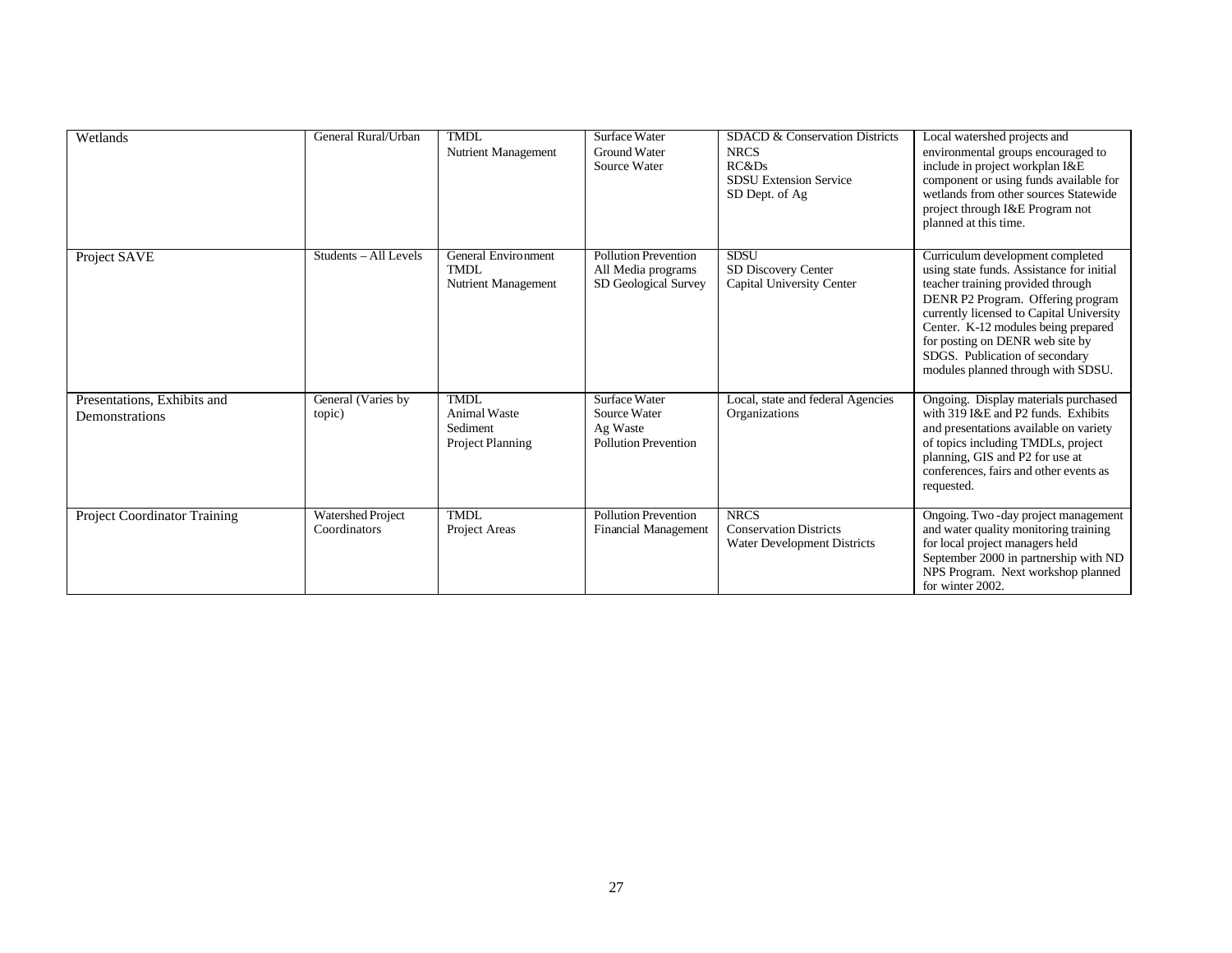| | | | | | |
|---|---|---|---|---|---|
| Wetlands | General Rural/Urban | TMDL<br>Nutrient Management | Surface Water<br>Ground Water<br>Source Water | SDACD & Conservation Districts<br>NRCS<br>RC&Ds<br>SDSU Extension Service<br>SD Dept. of Ag | Local watershed projects and environmental groups encouraged to include in project workplan I&E component or using funds available for wetlands from other sources Statewide project through I&E Program not planned at this time. |
| Project SAVE | Students – All Levels | General Environment<br>TMDL<br>Nutrient Management | Pollution Prevention<br>All Media programs<br>SD Geological Survey | SDSU<br>SD Discovery Center<br>Capital University Center | Curriculum development completed using state funds. Assistance for initial teacher training provided through DENR P2 Program. Offering program currently licensed to Capital University Center. K-12 modules being prepared for posting on DENR web site by SDGS. Publication of secondary modules planned through with SDSU. |
| Presentations, Exhibits and Demonstrations | General (Varies by topic) | TMDL<br>Animal Waste<br>Sediment<br>Project Planning | Surface Water<br>Source Water<br>Ag Waste<br>Pollution Prevention | Local, state and federal Agencies Organizations | Ongoing. Display materials purchased with 319 I&E and P2 funds. Exhibits and presentations available on variety of topics including TMDLs, project planning, GIS and P2 for use at conferences, fairs and other events as requested. |
| Project Coordinator Training | Watershed Project Coordinators | TMDL<br>Project Areas | Pollution Prevention<br>Financial Management | NRCS<br>Conservation Districts<br>Water Development Districts | Ongoing. Two -day project management and water quality monitoring training for local project managers held September 2000 in partnership with ND NPS Program. Next workshop planned for winter 2002. |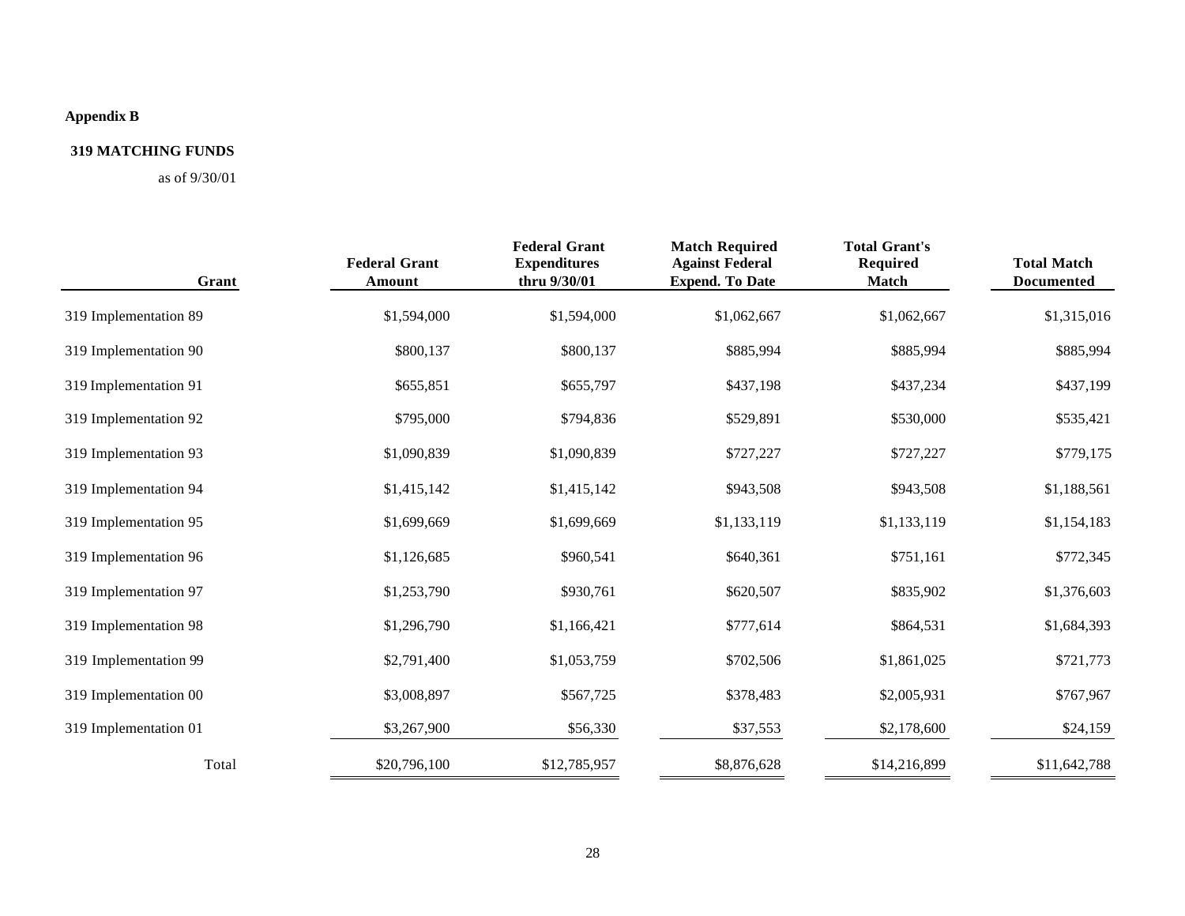**Appendix B**

**319 MATCHING FUNDS**

as of 9/30/01

| Grant | Federal Grant Amount | Federal Grant Expenditures thru 9/30/01 | Match Required Against Federal Expend. To Date | Total Grant's Required Match | Total Match Documented |
|---|---|---|---|---|---|
| 319 Implementation 89 | $1,594,000 | $1,594,000 | $1,062,667 | $1,062,667 | $1,315,016 |
| 319 Implementation 90 | $800,137 | $800,137 | $885,994 | $885,994 | $885,994 |
| 319 Implementation 91 | $655,851 | $655,797 | $437,198 | $437,234 | $437,199 |
| 319 Implementation 92 | $795,000 | $794,836 | $529,891 | $530,000 | $535,421 |
| 319 Implementation 93 | $1,090,839 | $1,090,839 | $727,227 | $727,227 | $779,175 |
| 319 Implementation 94 | $1,415,142 | $1,415,142 | $943,508 | $943,508 | $1,188,561 |
| 319 Implementation 95 | $1,699,669 | $1,699,669 | $1,133,119 | $1,133,119 | $1,154,183 |
| 319 Implementation 96 | $1,126,685 | $960,541 | $640,361 | $751,161 | $772,345 |
| 319 Implementation 97 | $1,253,790 | $930,761 | $620,507 | $835,902 | $1,376,603 |
| 319 Implementation 98 | $1,296,790 | $1,166,421 | $777,614 | $864,531 | $1,684,393 |
| 319 Implementation 99 | $2,791,400 | $1,053,759 | $702,506 | $1,861,025 | $721,773 |
| 319 Implementation 00 | $3,008,897 | $567,725 | $378,483 | $2,005,931 | $767,967 |
| 319 Implementation 01 | $3,267,900 | $56,330 | $37,553 | $2,178,600 | $24,159 |
| Total | $20,796,100 | $12,785,957 | $8,876,628 | $14,216,899 | $11,642,788 |